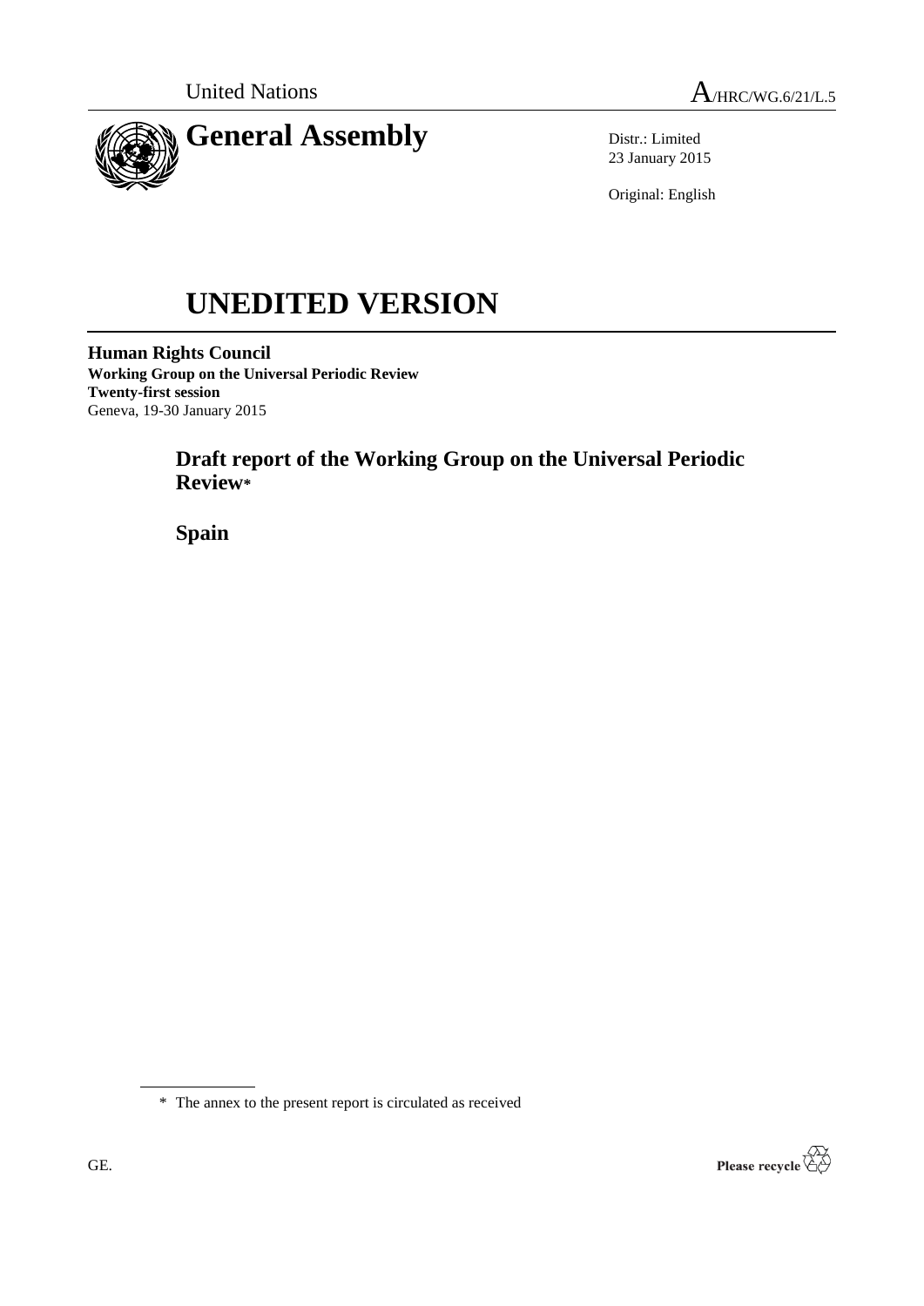United Nations A/HRC/WG.6/21/L.5

# General Assembly

Distr.: Limited
23 January 2015

Original: English

# UNEDITED VERSION

**Human Rights Council**
**Working Group on the Universal Periodic Review**
**Twenty-first session**
Geneva, 19-30 January 2015

## Draft report of the Working Group on the Universal Periodic Review*

## Spain

---

\* The annex to the present report is circulated as received

GE.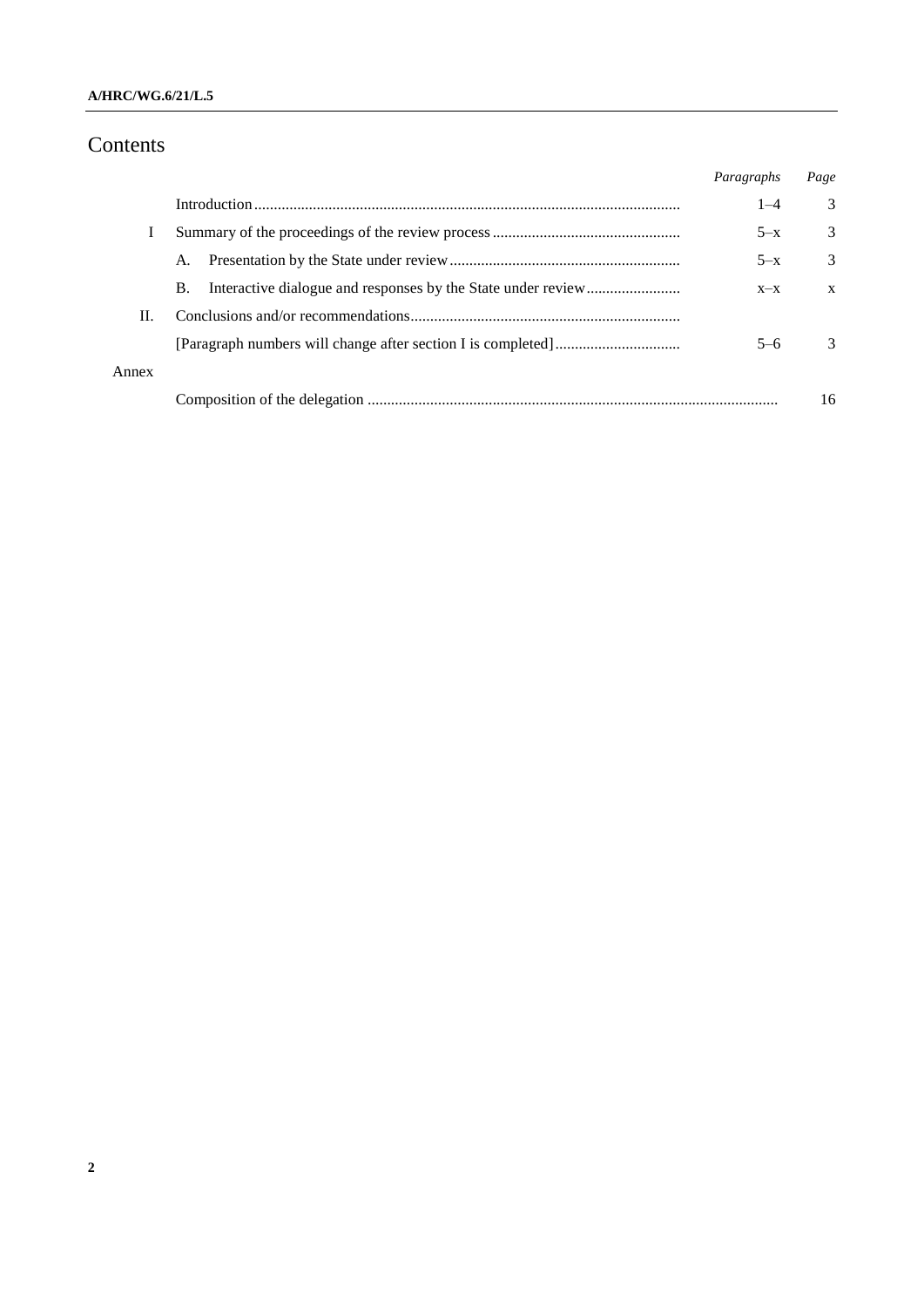# Contents

| | | *Paragraphs* | *Page* |
|---|---|---|---|
| | Introduction | 1–4 | 3 |
| I | Summary of the proceedings of the review process | 5–x | 3 |
| | A. Presentation by the State under review | 5–x | 3 |
| | B. Interactive dialogue and responses by the State under review | x–x | x |
| II. | Conclusions and/or recommendations | | |
| | [Paragraph numbers will change after section I is completed] | 5–6 | 3 |
| Annex | | | |
| | Composition of the delegation | | 16 |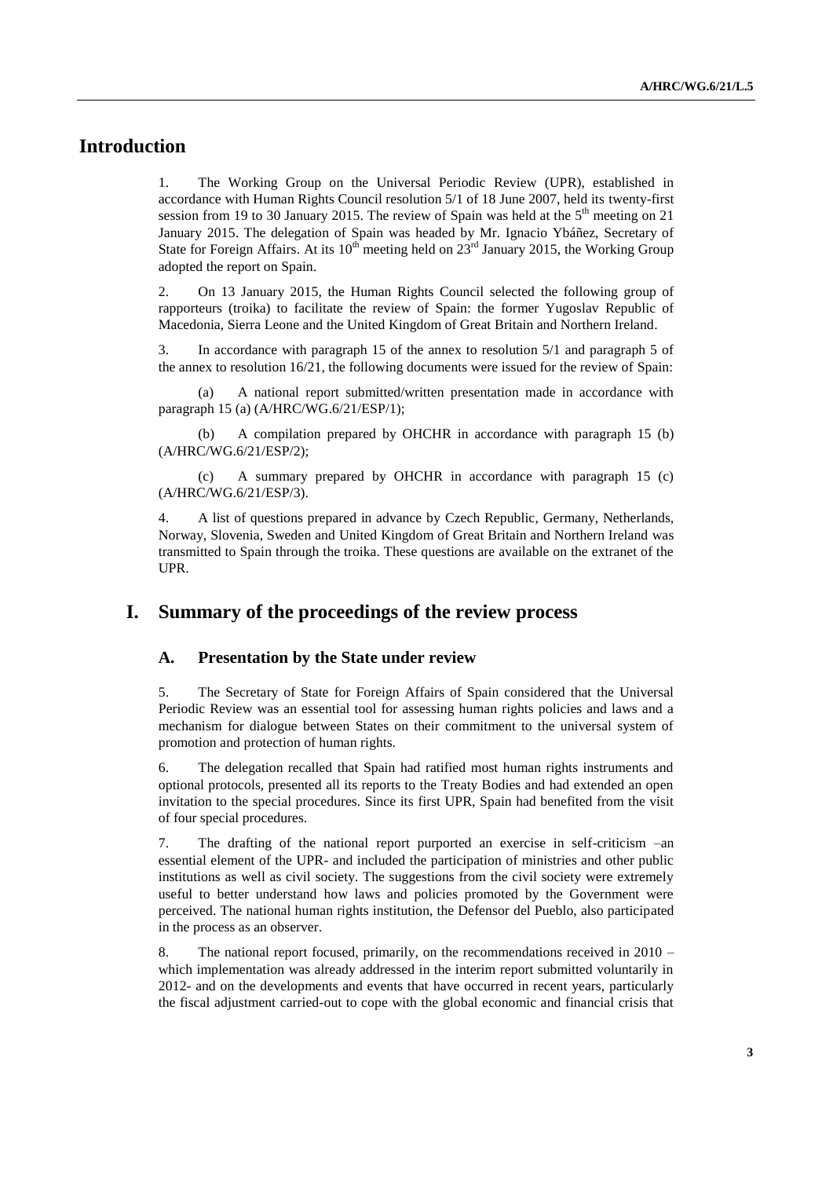# Introduction

1. The Working Group on the Universal Periodic Review (UPR), established in accordance with Human Rights Council resolution 5/1 of 18 June 2007, held its twenty-first session from 19 to 30 January 2015. The review of Spain was held at the 5th meeting on 21 January 2015. The delegation of Spain was headed by Mr. Ignacio Ybáñez, Secretary of State for Foreign Affairs. At its 10th meeting held on 23rd January 2015, the Working Group adopted the report on Spain.

2. On 13 January 2015, the Human Rights Council selected the following group of rapporteurs (troika) to facilitate the review of Spain: the former Yugoslav Republic of Macedonia, Sierra Leone and the United Kingdom of Great Britain and Northern Ireland.

3. In accordance with paragraph 15 of the annex to resolution 5/1 and paragraph 5 of the annex to resolution 16/21, the following documents were issued for the review of Spain:

(a) A national report submitted/written presentation made in accordance with paragraph 15 (a) (A/HRC/WG.6/21/ESP/1);

(b) A compilation prepared by OHCHR in accordance with paragraph 15 (b) (A/HRC/WG.6/21/ESP/2);

(c) A summary prepared by OHCHR in accordance with paragraph 15 (c) (A/HRC/WG.6/21/ESP/3).

4. A list of questions prepared in advance by Czech Republic, Germany, Netherlands, Norway, Slovenia, Sweden and United Kingdom of Great Britain and Northern Ireland was transmitted to Spain through the troika. These questions are available on the extranet of the UPR.

# I. Summary of the proceedings of the review process

## A. Presentation by the State under review

5. The Secretary of State for Foreign Affairs of Spain considered that the Universal Periodic Review was an essential tool for assessing human rights policies and laws and a mechanism for dialogue between States on their commitment to the universal system of promotion and protection of human rights.

6. The delegation recalled that Spain had ratified most human rights instruments and optional protocols, presented all its reports to the Treaty Bodies and had extended an open invitation to the special procedures. Since its first UPR, Spain had benefited from the visit of four special procedures.

7. The drafting of the national report purported an exercise in self-criticism –an essential element of the UPR- and included the participation of ministries and other public institutions as well as civil society. The suggestions from the civil society were extremely useful to better understand how laws and policies promoted by the Government were perceived. The national human rights institution, the Defensor del Pueblo, also participated in the process as an observer.

8. The national report focused, primarily, on the recommendations received in 2010 – which implementation was already addressed in the interim report submitted voluntarily in 2012- and on the developments and events that have occurred in recent years, particularly the fiscal adjustment carried-out to cope with the global economic and financial crisis that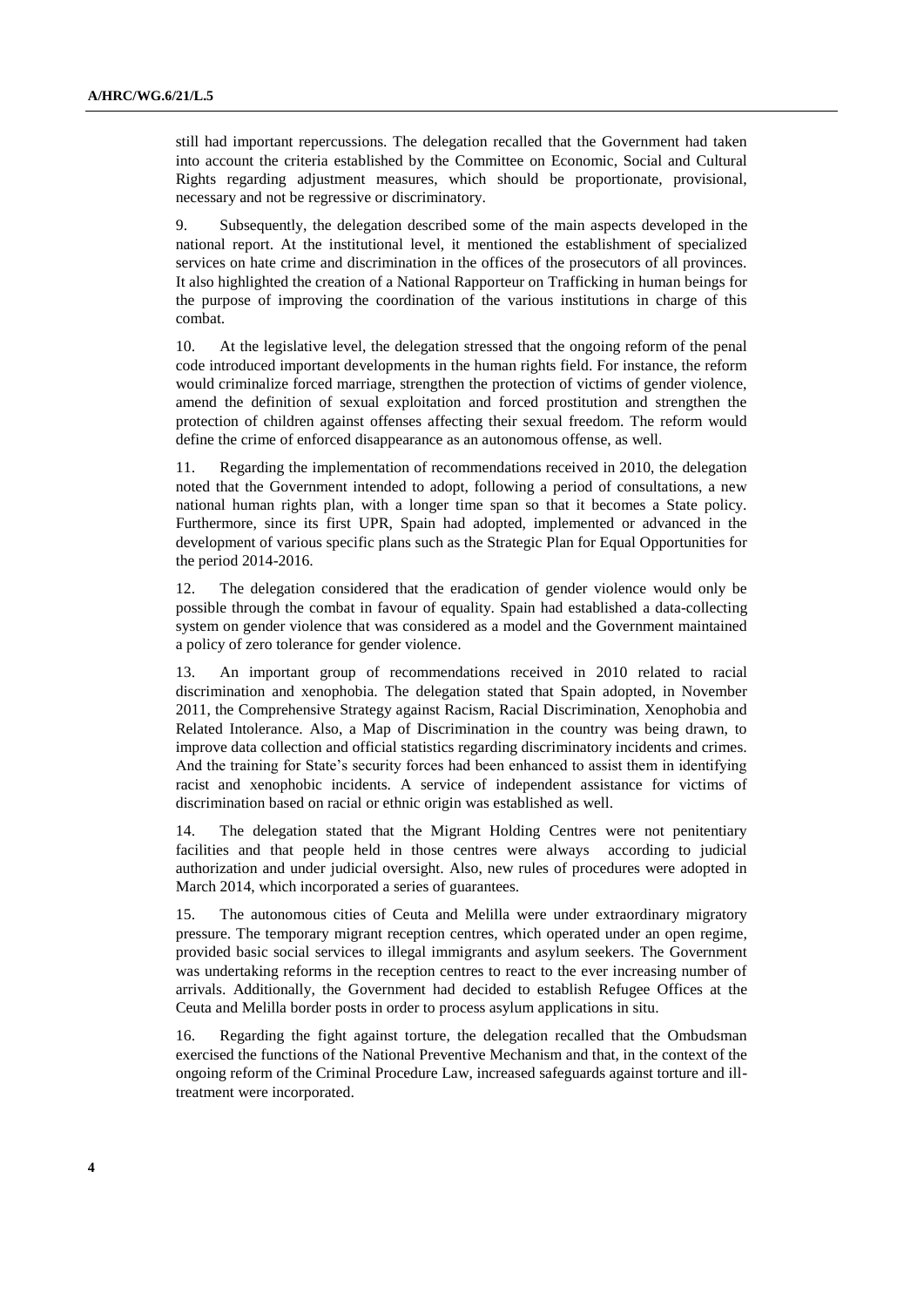still had important repercussions. The delegation recalled that the Government had taken into account the criteria established by the Committee on Economic, Social and Cultural Rights regarding adjustment measures, which should be proportionate, provisional, necessary and not be regressive or discriminatory.

9. Subsequently, the delegation described some of the main aspects developed in the national report. At the institutional level, it mentioned the establishment of specialized services on hate crime and discrimination in the offices of the prosecutors of all provinces. It also highlighted the creation of a National Rapporteur on Trafficking in human beings for the purpose of improving the coordination of the various institutions in charge of this combat.

10. At the legislative level, the delegation stressed that the ongoing reform of the penal code introduced important developments in the human rights field. For instance, the reform would criminalize forced marriage, strengthen the protection of victims of gender violence, amend the definition of sexual exploitation and forced prostitution and strengthen the protection of children against offenses affecting their sexual freedom. The reform would define the crime of enforced disappearance as an autonomous offense, as well.

11. Regarding the implementation of recommendations received in 2010, the delegation noted that the Government intended to adopt, following a period of consultations, a new national human rights plan, with a longer time span so that it becomes a State policy. Furthermore, since its first UPR, Spain had adopted, implemented or advanced in the development of various specific plans such as the Strategic Plan for Equal Opportunities for the period 2014-2016.

12. The delegation considered that the eradication of gender violence would only be possible through the combat in favour of equality. Spain had established a data-collecting system on gender violence that was considered as a model and the Government maintained a policy of zero tolerance for gender violence.

13. An important group of recommendations received in 2010 related to racial discrimination and xenophobia. The delegation stated that Spain adopted, in November 2011, the Comprehensive Strategy against Racism, Racial Discrimination, Xenophobia and Related Intolerance. Also, a Map of Discrimination in the country was being drawn, to improve data collection and official statistics regarding discriminatory incidents and crimes. And the training for State's security forces had been enhanced to assist them in identifying racist and xenophobic incidents. A service of independent assistance for victims of discrimination based on racial or ethnic origin was established as well.

14. The delegation stated that the Migrant Holding Centres were not penitentiary facilities and that people held in those centres were always according to judicial authorization and under judicial oversight. Also, new rules of procedures were adopted in March 2014, which incorporated a series of guarantees.

15. The autonomous cities of Ceuta and Melilla were under extraordinary migratory pressure. The temporary migrant reception centres, which operated under an open regime, provided basic social services to illegal immigrants and asylum seekers. The Government was undertaking reforms in the reception centres to react to the ever increasing number of arrivals. Additionally, the Government had decided to establish Refugee Offices at the Ceuta and Melilla border posts in order to process asylum applications in situ.

16. Regarding the fight against torture, the delegation recalled that the Ombudsman exercised the functions of the National Preventive Mechanism and that, in the context of the ongoing reform of the Criminal Procedure Law, increased safeguards against torture and ill-treatment were incorporated.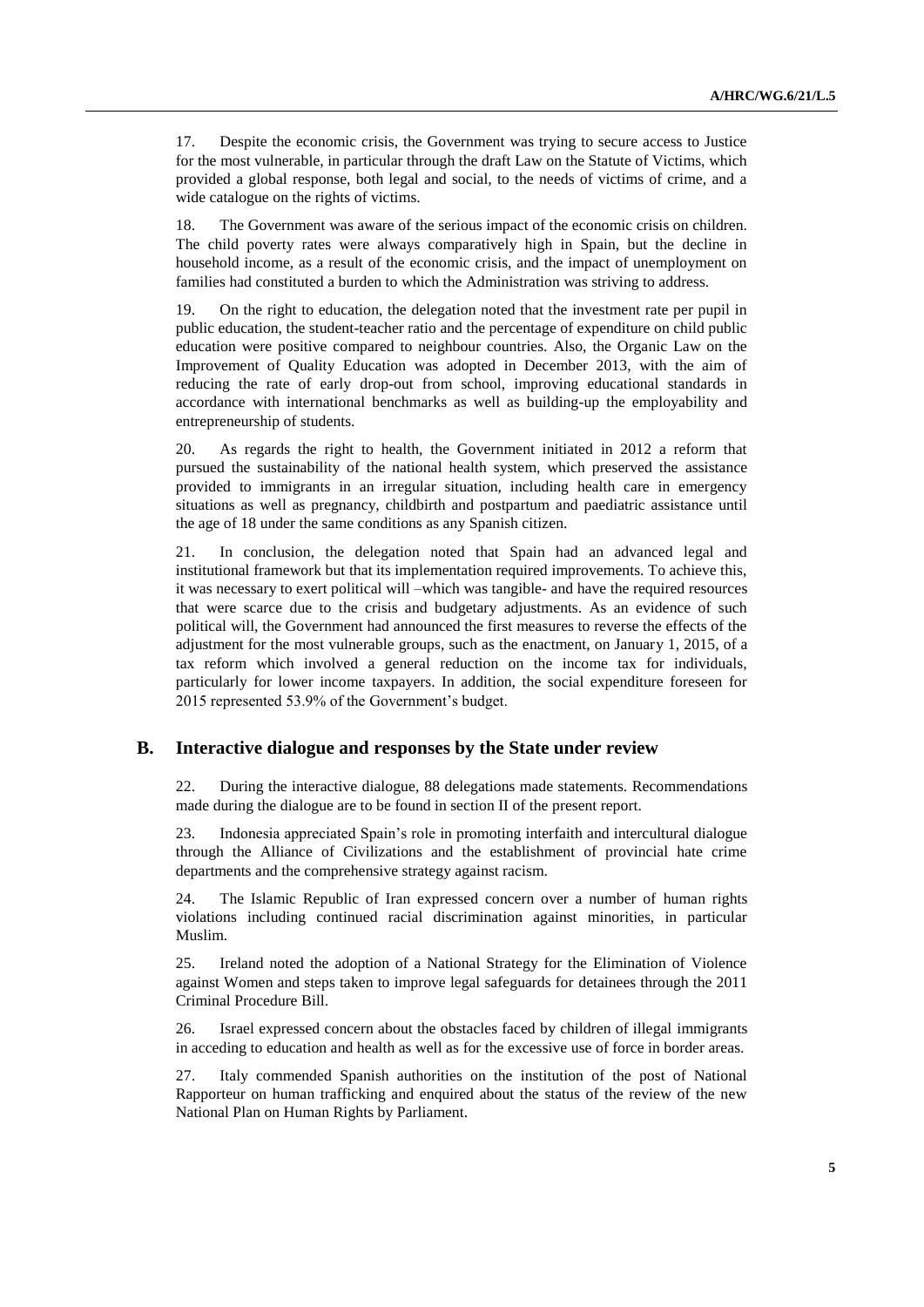17. Despite the economic crisis, the Government was trying to secure access to Justice for the most vulnerable, in particular through the draft Law on the Statute of Victims, which provided a global response, both legal and social, to the needs of victims of crime, and a wide catalogue on the rights of victims.

18. The Government was aware of the serious impact of the economic crisis on children. The child poverty rates were always comparatively high in Spain, but the decline in household income, as a result of the economic crisis, and the impact of unemployment on families had constituted a burden to which the Administration was striving to address.

19. On the right to education, the delegation noted that the investment rate per pupil in public education, the student-teacher ratio and the percentage of expenditure on child public education were positive compared to neighbour countries. Also, the Organic Law on the Improvement of Quality Education was adopted in December 2013, with the aim of reducing the rate of early drop-out from school, improving educational standards in accordance with international benchmarks as well as building-up the employability and entrepreneurship of students.

20. As regards the right to health, the Government initiated in 2012 a reform that pursued the sustainability of the national health system, which preserved the assistance provided to immigrants in an irregular situation, including health care in emergency situations as well as pregnancy, childbirth and postpartum and paediatric assistance until the age of 18 under the same conditions as any Spanish citizen.

21. In conclusion, the delegation noted that Spain had an advanced legal and institutional framework but that its implementation required improvements. To achieve this, it was necessary to exert political will –which was tangible- and have the required resources that were scarce due to the crisis and budgetary adjustments. As an evidence of such political will, the Government had announced the first measures to reverse the effects of the adjustment for the most vulnerable groups, such as the enactment, on January 1, 2015, of a tax reform which involved a general reduction on the income tax for individuals, particularly for lower income taxpayers. In addition, the social expenditure foreseen for 2015 represented 53.9% of the Government's budget.

## B. Interactive dialogue and responses by the State under review

22. During the interactive dialogue, 88 delegations made statements. Recommendations made during the dialogue are to be found in section II of the present report.

23. Indonesia appreciated Spain's role in promoting interfaith and intercultural dialogue through the Alliance of Civilizations and the establishment of provincial hate crime departments and the comprehensive strategy against racism.

24. The Islamic Republic of Iran expressed concern over a number of human rights violations including continued racial discrimination against minorities, in particular Muslim.

25. Ireland noted the adoption of a National Strategy for the Elimination of Violence against Women and steps taken to improve legal safeguards for detainees through the 2011 Criminal Procedure Bill.

26. Israel expressed concern about the obstacles faced by children of illegal immigrants in acceding to education and health as well as for the excessive use of force in border areas.

27. Italy commended Spanish authorities on the institution of the post of National Rapporteur on human trafficking and enquired about the status of the review of the new National Plan on Human Rights by Parliament.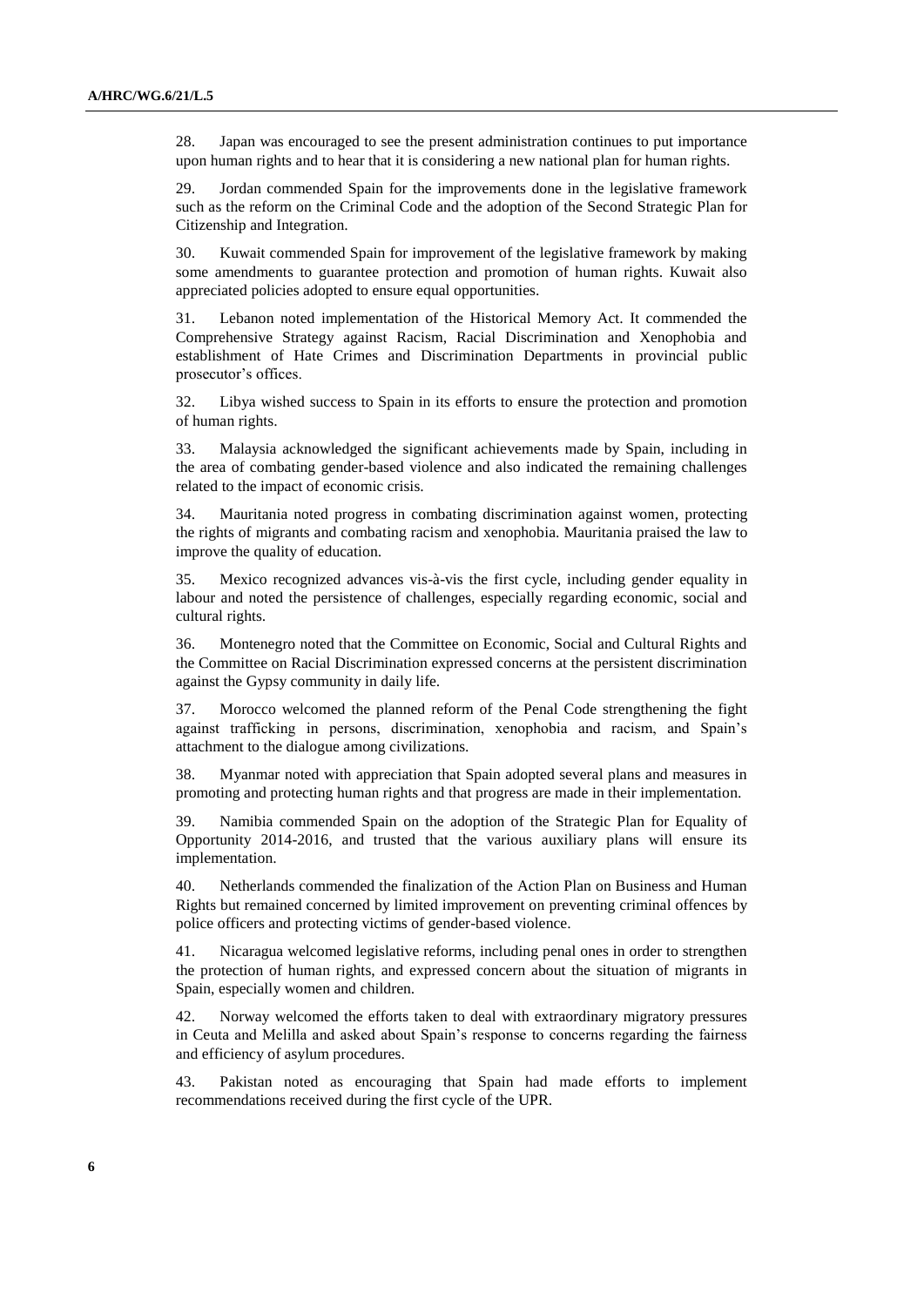28. Japan was encouraged to see the present administration continues to put importance upon human rights and to hear that it is considering a new national plan for human rights.

29. Jordan commended Spain for the improvements done in the legislative framework such as the reform on the Criminal Code and the adoption of the Second Strategic Plan for Citizenship and Integration.

30. Kuwait commended Spain for improvement of the legislative framework by making some amendments to guarantee protection and promotion of human rights. Kuwait also appreciated policies adopted to ensure equal opportunities.

31. Lebanon noted implementation of the Historical Memory Act. It commended the Comprehensive Strategy against Racism, Racial Discrimination and Xenophobia and establishment of Hate Crimes and Discrimination Departments in provincial public prosecutor's offices.

32. Libya wished success to Spain in its efforts to ensure the protection and promotion of human rights.

33. Malaysia acknowledged the significant achievements made by Spain, including in the area of combating gender-based violence and also indicated the remaining challenges related to the impact of economic crisis.

34. Mauritania noted progress in combating discrimination against women, protecting the rights of migrants and combating racism and xenophobia. Mauritania praised the law to improve the quality of education.

35. Mexico recognized advances vis-à-vis the first cycle, including gender equality in labour and noted the persistence of challenges, especially regarding economic, social and cultural rights.

36. Montenegro noted that the Committee on Economic, Social and Cultural Rights and the Committee on Racial Discrimination expressed concerns at the persistent discrimination against the Gypsy community in daily life.

37. Morocco welcomed the planned reform of the Penal Code strengthening the fight against trafficking in persons, discrimination, xenophobia and racism, and Spain's attachment to the dialogue among civilizations.

38. Myanmar noted with appreciation that Spain adopted several plans and measures in promoting and protecting human rights and that progress are made in their implementation.

39. Namibia commended Spain on the adoption of the Strategic Plan for Equality of Opportunity 2014-2016, and trusted that the various auxiliary plans will ensure its implementation.

40. Netherlands commended the finalization of the Action Plan on Business and Human Rights but remained concerned by limited improvement on preventing criminal offences by police officers and protecting victims of gender-based violence.

41. Nicaragua welcomed legislative reforms, including penal ones in order to strengthen the protection of human rights, and expressed concern about the situation of migrants in Spain, especially women and children.

42. Norway welcomed the efforts taken to deal with extraordinary migratory pressures in Ceuta and Melilla and asked about Spain's response to concerns regarding the fairness and efficiency of asylum procedures.

43. Pakistan noted as encouraging that Spain had made efforts to implement recommendations received during the first cycle of the UPR.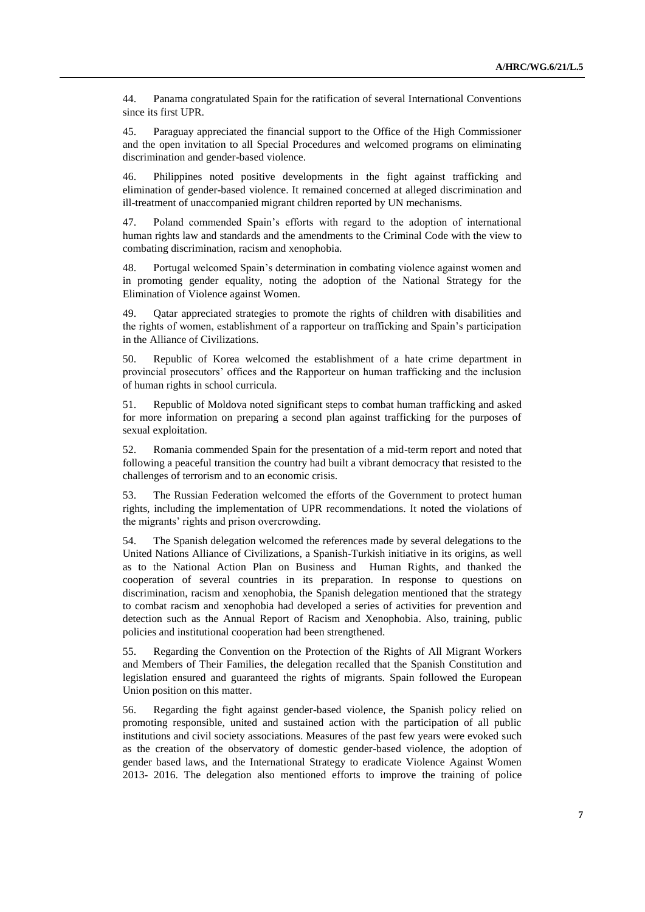44. Panama congratulated Spain for the ratification of several International Conventions since its first UPR.

45. Paraguay appreciated the financial support to the Office of the High Commissioner and the open invitation to all Special Procedures and welcomed programs on eliminating discrimination and gender-based violence.

46. Philippines noted positive developments in the fight against trafficking and elimination of gender-based violence. It remained concerned at alleged discrimination and ill-treatment of unaccompanied migrant children reported by UN mechanisms.

47. Poland commended Spain's efforts with regard to the adoption of international human rights law and standards and the amendments to the Criminal Code with the view to combating discrimination, racism and xenophobia.

48. Portugal welcomed Spain's determination in combating violence against women and in promoting gender equality, noting the adoption of the National Strategy for the Elimination of Violence against Women.

49. Qatar appreciated strategies to promote the rights of children with disabilities and the rights of women, establishment of a rapporteur on trafficking and Spain's participation in the Alliance of Civilizations.

50. Republic of Korea welcomed the establishment of a hate crime department in provincial prosecutors' offices and the Rapporteur on human trafficking and the inclusion of human rights in school curricula.

51. Republic of Moldova noted significant steps to combat human trafficking and asked for more information on preparing a second plan against trafficking for the purposes of sexual exploitation.

52. Romania commended Spain for the presentation of a mid-term report and noted that following a peaceful transition the country had built a vibrant democracy that resisted to the challenges of terrorism and to an economic crisis.

53. The Russian Federation welcomed the efforts of the Government to protect human rights, including the implementation of UPR recommendations. It noted the violations of the migrants' rights and prison overcrowding.

54. The Spanish delegation welcomed the references made by several delegations to the United Nations Alliance of Civilizations, a Spanish-Turkish initiative in its origins, as well as to the National Action Plan on Business and Human Rights, and thanked the cooperation of several countries in its preparation. In response to questions on discrimination, racism and xenophobia, the Spanish delegation mentioned that the strategy to combat racism and xenophobia had developed a series of activities for prevention and detection such as the Annual Report of Racism and Xenophobia. Also, training, public policies and institutional cooperation had been strengthened.

55. Regarding the Convention on the Protection of the Rights of All Migrant Workers and Members of Their Families, the delegation recalled that the Spanish Constitution and legislation ensured and guaranteed the rights of migrants. Spain followed the European Union position on this matter.

56. Regarding the fight against gender-based violence, the Spanish policy relied on promoting responsible, united and sustained action with the participation of all public institutions and civil society associations. Measures of the past few years were evoked such as the creation of the observatory of domestic gender-based violence, the adoption of gender based laws, and the International Strategy to eradicate Violence Against Women 2013- 2016. The delegation also mentioned efforts to improve the training of police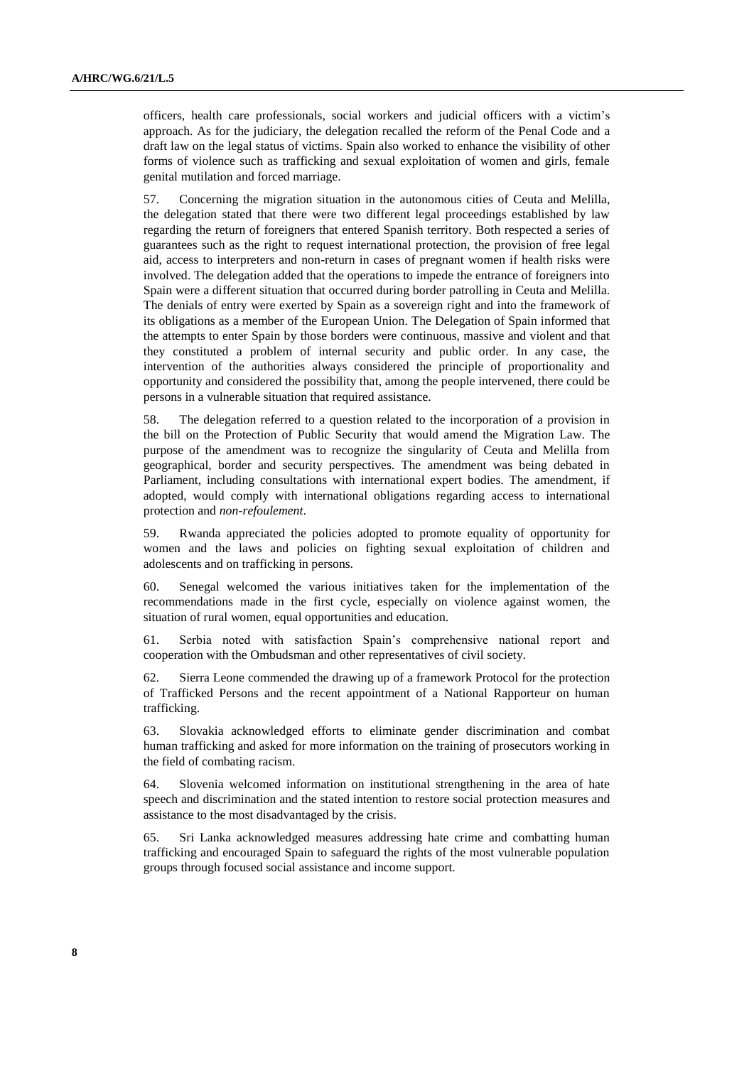officers, health care professionals, social workers and judicial officers with a victim's approach. As for the judiciary, the delegation recalled the reform of the Penal Code and a draft law on the legal status of victims. Spain also worked to enhance the visibility of other forms of violence such as trafficking and sexual exploitation of women and girls, female genital mutilation and forced marriage.

57. Concerning the migration situation in the autonomous cities of Ceuta and Melilla, the delegation stated that there were two different legal proceedings established by law regarding the return of foreigners that entered Spanish territory. Both respected a series of guarantees such as the right to request international protection, the provision of free legal aid, access to interpreters and non-return in cases of pregnant women if health risks were involved. The delegation added that the operations to impede the entrance of foreigners into Spain were a different situation that occurred during border patrolling in Ceuta and Melilla. The denials of entry were exerted by Spain as a sovereign right and into the framework of its obligations as a member of the European Union. The Delegation of Spain informed that the attempts to enter Spain by those borders were continuous, massive and violent and that they constituted a problem of internal security and public order. In any case, the intervention of the authorities always considered the principle of proportionality and opportunity and considered the possibility that, among the people intervened, there could be persons in a vulnerable situation that required assistance.

58. The delegation referred to a question related to the incorporation of a provision in the bill on the Protection of Public Security that would amend the Migration Law. The purpose of the amendment was to recognize the singularity of Ceuta and Melilla from geographical, border and security perspectives. The amendment was being debated in Parliament, including consultations with international expert bodies. The amendment, if adopted, would comply with international obligations regarding access to international protection and *non-refoulement*.

59. Rwanda appreciated the policies adopted to promote equality of opportunity for women and the laws and policies on fighting sexual exploitation of children and adolescents and on trafficking in persons.

60. Senegal welcomed the various initiatives taken for the implementation of the recommendations made in the first cycle, especially on violence against women, the situation of rural women, equal opportunities and education.

61. Serbia noted with satisfaction Spain's comprehensive national report and cooperation with the Ombudsman and other representatives of civil society.

62. Sierra Leone commended the drawing up of a framework Protocol for the protection of Trafficked Persons and the recent appointment of a National Rapporteur on human trafficking.

63. Slovakia acknowledged efforts to eliminate gender discrimination and combat human trafficking and asked for more information on the training of prosecutors working in the field of combating racism.

64. Slovenia welcomed information on institutional strengthening in the area of hate speech and discrimination and the stated intention to restore social protection measures and assistance to the most disadvantaged by the crisis.

65. Sri Lanka acknowledged measures addressing hate crime and combatting human trafficking and encouraged Spain to safeguard the rights of the most vulnerable population groups through focused social assistance and income support.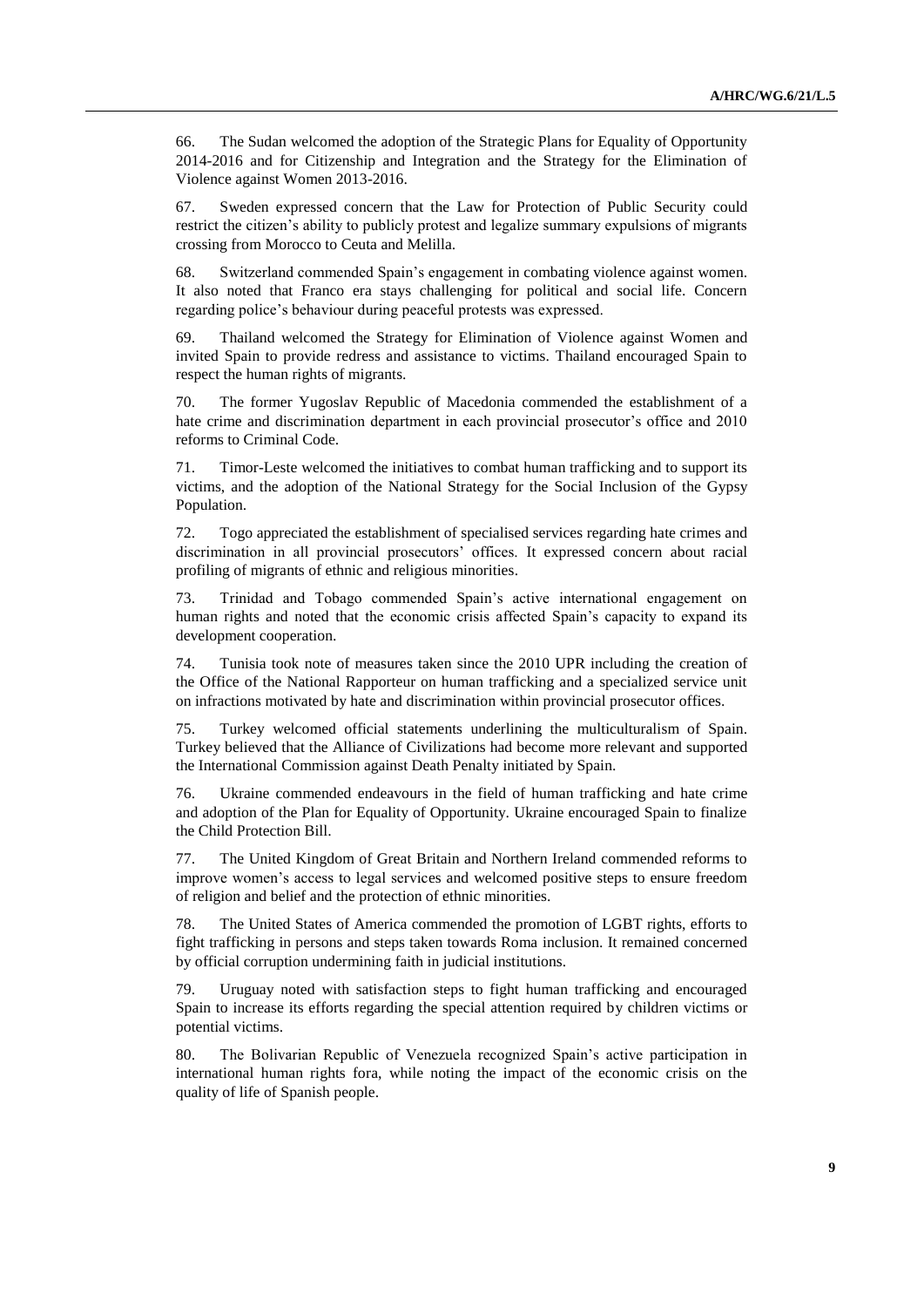66. The Sudan welcomed the adoption of the Strategic Plans for Equality of Opportunity 2014-2016 and for Citizenship and Integration and the Strategy for the Elimination of Violence against Women 2013-2016.

67. Sweden expressed concern that the Law for Protection of Public Security could restrict the citizen's ability to publicly protest and legalize summary expulsions of migrants crossing from Morocco to Ceuta and Melilla.

68. Switzerland commended Spain's engagement in combating violence against women. It also noted that Franco era stays challenging for political and social life. Concern regarding police's behaviour during peaceful protests was expressed.

69. Thailand welcomed the Strategy for Elimination of Violence against Women and invited Spain to provide redress and assistance to victims. Thailand encouraged Spain to respect the human rights of migrants.

70. The former Yugoslav Republic of Macedonia commended the establishment of a hate crime and discrimination department in each provincial prosecutor's office and 2010 reforms to Criminal Code.

71. Timor-Leste welcomed the initiatives to combat human trafficking and to support its victims, and the adoption of the National Strategy for the Social Inclusion of the Gypsy Population.

72. Togo appreciated the establishment of specialised services regarding hate crimes and discrimination in all provincial prosecutors' offices. It expressed concern about racial profiling of migrants of ethnic and religious minorities.

73. Trinidad and Tobago commended Spain's active international engagement on human rights and noted that the economic crisis affected Spain's capacity to expand its development cooperation.

74. Tunisia took note of measures taken since the 2010 UPR including the creation of the Office of the National Rapporteur on human trafficking and a specialized service unit on infractions motivated by hate and discrimination within provincial prosecutor offices.

75. Turkey welcomed official statements underlining the multiculturalism of Spain. Turkey believed that the Alliance of Civilizations had become more relevant and supported the International Commission against Death Penalty initiated by Spain.

76. Ukraine commended endeavours in the field of human trafficking and hate crime and adoption of the Plan for Equality of Opportunity. Ukraine encouraged Spain to finalize the Child Protection Bill.

77. The United Kingdom of Great Britain and Northern Ireland commended reforms to improve women's access to legal services and welcomed positive steps to ensure freedom of religion and belief and the protection of ethnic minorities.

78. The United States of America commended the promotion of LGBT rights, efforts to fight trafficking in persons and steps taken towards Roma inclusion. It remained concerned by official corruption undermining faith in judicial institutions.

79. Uruguay noted with satisfaction steps to fight human trafficking and encouraged Spain to increase its efforts regarding the special attention required by children victims or potential victims.

80. The Bolivarian Republic of Venezuela recognized Spain's active participation in international human rights fora, while noting the impact of the economic crisis on the quality of life of Spanish people.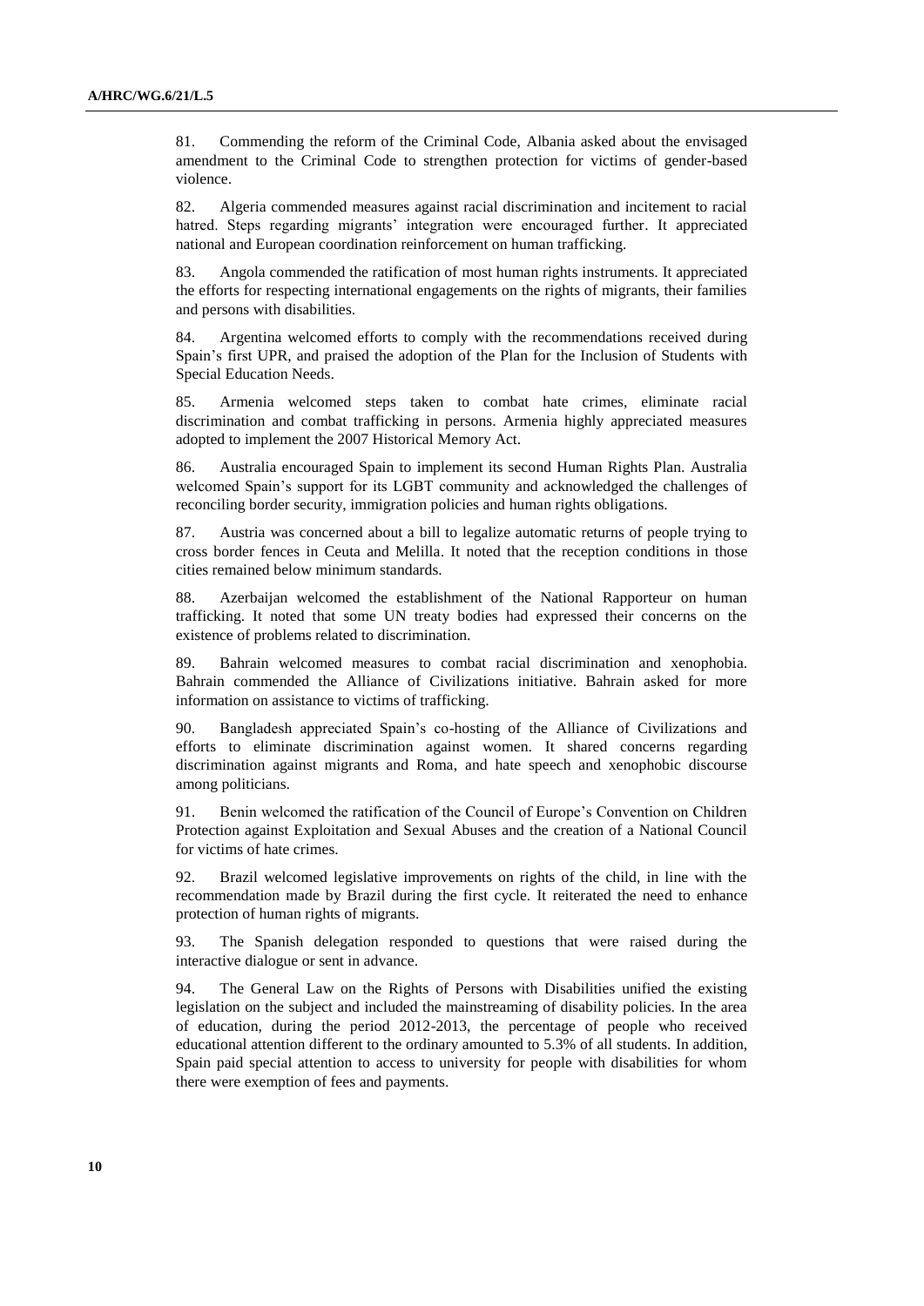81. Commending the reform of the Criminal Code, Albania asked about the envisaged amendment to the Criminal Code to strengthen protection for victims of gender-based violence.

82. Algeria commended measures against racial discrimination and incitement to racial hatred. Steps regarding migrants' integration were encouraged further. It appreciated national and European coordination reinforcement on human trafficking.

83. Angola commended the ratification of most human rights instruments. It appreciated the efforts for respecting international engagements on the rights of migrants, their families and persons with disabilities.

84. Argentina welcomed efforts to comply with the recommendations received during Spain's first UPR, and praised the adoption of the Plan for the Inclusion of Students with Special Education Needs.

85. Armenia welcomed steps taken to combat hate crimes, eliminate racial discrimination and combat trafficking in persons. Armenia highly appreciated measures adopted to implement the 2007 Historical Memory Act.

86. Australia encouraged Spain to implement its second Human Rights Plan. Australia welcomed Spain's support for its LGBT community and acknowledged the challenges of reconciling border security, immigration policies and human rights obligations.

87. Austria was concerned about a bill to legalize automatic returns of people trying to cross border fences in Ceuta and Melilla. It noted that the reception conditions in those cities remained below minimum standards.

88. Azerbaijan welcomed the establishment of the National Rapporteur on human trafficking. It noted that some UN treaty bodies had expressed their concerns on the existence of problems related to discrimination.

89. Bahrain welcomed measures to combat racial discrimination and xenophobia. Bahrain commended the Alliance of Civilizations initiative. Bahrain asked for more information on assistance to victims of trafficking.

90. Bangladesh appreciated Spain's co-hosting of the Alliance of Civilizations and efforts to eliminate discrimination against women. It shared concerns regarding discrimination against migrants and Roma, and hate speech and xenophobic discourse among politicians.

91. Benin welcomed the ratification of the Council of Europe's Convention on Children Protection against Exploitation and Sexual Abuses and the creation of a National Council for victims of hate crimes.

92. Brazil welcomed legislative improvements on rights of the child, in line with the recommendation made by Brazil during the first cycle. It reiterated the need to enhance protection of human rights of migrants.

93. The Spanish delegation responded to questions that were raised during the interactive dialogue or sent in advance.

94. The General Law on the Rights of Persons with Disabilities unified the existing legislation on the subject and included the mainstreaming of disability policies. In the area of education, during the period 2012-2013, the percentage of people who received educational attention different to the ordinary amounted to 5.3% of all students. In addition, Spain paid special attention to access to university for people with disabilities for whom there were exemption of fees and payments.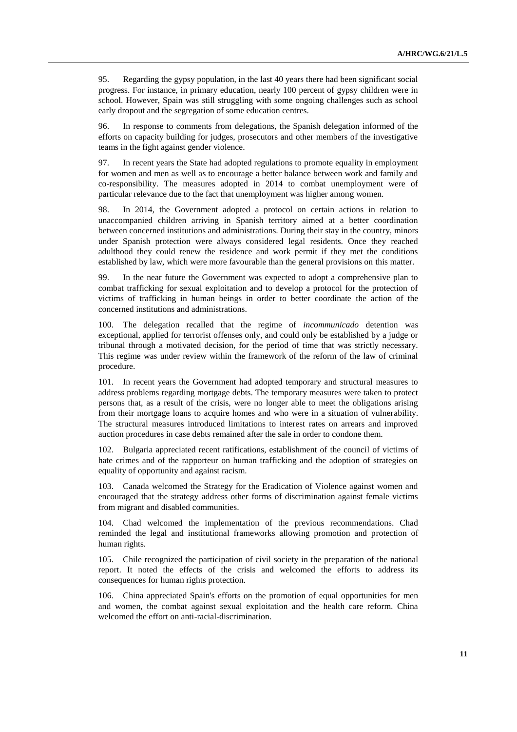95. Regarding the gypsy population, in the last 40 years there had been significant social progress. For instance, in primary education, nearly 100 percent of gypsy children were in school. However, Spain was still struggling with some ongoing challenges such as school early dropout and the segregation of some education centres.

96. In response to comments from delegations, the Spanish delegation informed of the efforts on capacity building for judges, prosecutors and other members of the investigative teams in the fight against gender violence.

97. In recent years the State had adopted regulations to promote equality in employment for women and men as well as to encourage a better balance between work and family and co-responsibility. The measures adopted in 2014 to combat unemployment were of particular relevance due to the fact that unemployment was higher among women.

98. In 2014, the Government adopted a protocol on certain actions in relation to unaccompanied children arriving in Spanish territory aimed at a better coordination between concerned institutions and administrations. During their stay in the country, minors under Spanish protection were always considered legal residents. Once they reached adulthood they could renew the residence and work permit if they met the conditions established by law, which were more favourable than the general provisions on this matter.

99. In the near future the Government was expected to adopt a comprehensive plan to combat trafficking for sexual exploitation and to develop a protocol for the protection of victims of trafficking in human beings in order to better coordinate the action of the concerned institutions and administrations.

100. The delegation recalled that the regime of *incommunicado* detention was exceptional, applied for terrorist offenses only, and could only be established by a judge or tribunal through a motivated decision, for the period of time that was strictly necessary. This regime was under review within the framework of the reform of the law of criminal procedure.

101. In recent years the Government had adopted temporary and structural measures to address problems regarding mortgage debts. The temporary measures were taken to protect persons that, as a result of the crisis, were no longer able to meet the obligations arising from their mortgage loans to acquire homes and who were in a situation of vulnerability. The structural measures introduced limitations to interest rates on arrears and improved auction procedures in case debts remained after the sale in order to condone them.

102. Bulgaria appreciated recent ratifications, establishment of the council of victims of hate crimes and of the rapporteur on human trafficking and the adoption of strategies on equality of opportunity and against racism.

103. Canada welcomed the Strategy for the Eradication of Violence against women and encouraged that the strategy address other forms of discrimination against female victims from migrant and disabled communities.

104. Chad welcomed the implementation of the previous recommendations. Chad reminded the legal and institutional frameworks allowing promotion and protection of human rights.

105. Chile recognized the participation of civil society in the preparation of the national report. It noted the effects of the crisis and welcomed the efforts to address its consequences for human rights protection.

106. China appreciated Spain's efforts on the promotion of equal opportunities for men and women, the combat against sexual exploitation and the health care reform. China welcomed the effort on anti-racial-discrimination.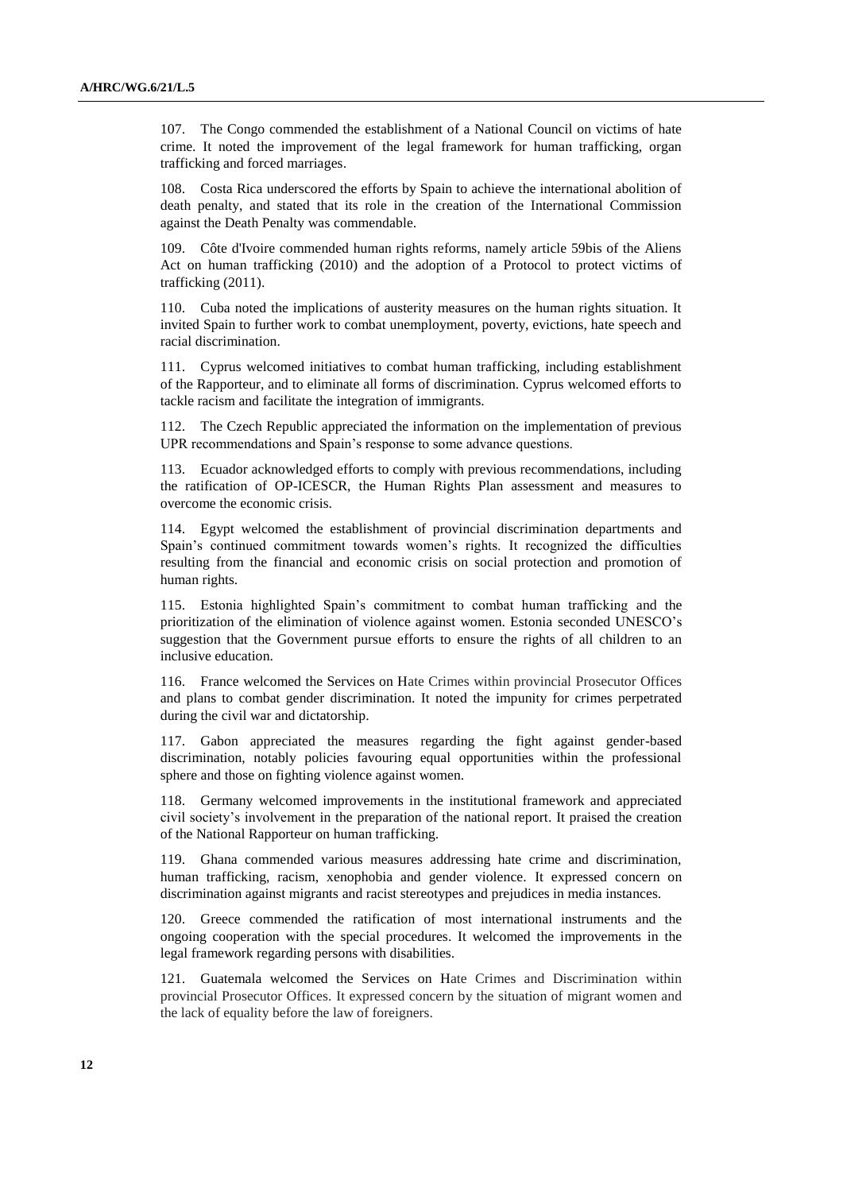107. The Congo commended the establishment of a National Council on victims of hate crime. It noted the improvement of the legal framework for human trafficking, organ trafficking and forced marriages.

108. Costa Rica underscored the efforts by Spain to achieve the international abolition of death penalty, and stated that its role in the creation of the International Commission against the Death Penalty was commendable.

109. Côte d'Ivoire commended human rights reforms, namely article 59bis of the Aliens Act on human trafficking (2010) and the adoption of a Protocol to protect victims of trafficking (2011).

110. Cuba noted the implications of austerity measures on the human rights situation. It invited Spain to further work to combat unemployment, poverty, evictions, hate speech and racial discrimination.

111. Cyprus welcomed initiatives to combat human trafficking, including establishment of the Rapporteur, and to eliminate all forms of discrimination. Cyprus welcomed efforts to tackle racism and facilitate the integration of immigrants.

112. The Czech Republic appreciated the information on the implementation of previous UPR recommendations and Spain's response to some advance questions.

113. Ecuador acknowledged efforts to comply with previous recommendations, including the ratification of OP-ICESCR, the Human Rights Plan assessment and measures to overcome the economic crisis.

114. Egypt welcomed the establishment of provincial discrimination departments and Spain's continued commitment towards women's rights. It recognized the difficulties resulting from the financial and economic crisis on social protection and promotion of human rights.

115. Estonia highlighted Spain's commitment to combat human trafficking and the prioritization of the elimination of violence against women. Estonia seconded UNESCO's suggestion that the Government pursue efforts to ensure the rights of all children to an inclusive education.

116. France welcomed the Services on Hate Crimes within provincial Prosecutor Offices and plans to combat gender discrimination. It noted the impunity for crimes perpetrated during the civil war and dictatorship.

117. Gabon appreciated the measures regarding the fight against gender-based discrimination, notably policies favouring equal opportunities within the professional sphere and those on fighting violence against women.

118. Germany welcomed improvements in the institutional framework and appreciated civil society's involvement in the preparation of the national report. It praised the creation of the National Rapporteur on human trafficking.

119. Ghana commended various measures addressing hate crime and discrimination, human trafficking, racism, xenophobia and gender violence. It expressed concern on discrimination against migrants and racist stereotypes and prejudices in media instances.

120. Greece commended the ratification of most international instruments and the ongoing cooperation with the special procedures. It welcomed the improvements in the legal framework regarding persons with disabilities.

121. Guatemala welcomed the Services on Hate Crimes and Discrimination within provincial Prosecutor Offices. It expressed concern by the situation of migrant women and the lack of equality before the law of foreigners.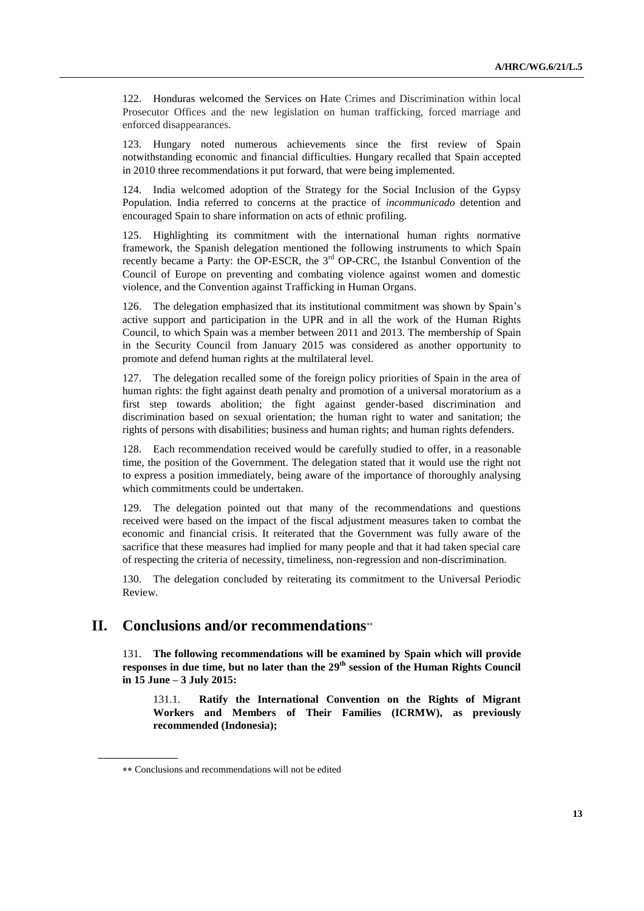122. Honduras welcomed the Services on Hate Crimes and Discrimination within local Prosecutor Offices and the new legislation on human trafficking, forced marriage and enforced disappearances.

123. Hungary noted numerous achievements since the first review of Spain notwithstanding economic and financial difficulties. Hungary recalled that Spain accepted in 2010 three recommendations it put forward, that were being implemented.

124. India welcomed adoption of the Strategy for the Social Inclusion of the Gypsy Population. India referred to concerns at the practice of *incommunicado* detention and encouraged Spain to share information on acts of ethnic profiling.

125. Highlighting its commitment with the international human rights normative framework, the Spanish delegation mentioned the following instruments to which Spain recently became a Party: the OP-ESCR, the 3rd OP-CRC, the Istanbul Convention of the Council of Europe on preventing and combating violence against women and domestic violence, and the Convention against Trafficking in Human Organs.

126. The delegation emphasized that its institutional commitment was shown by Spain's active support and participation in the UPR and in all the work of the Human Rights Council, to which Spain was a member between 2011 and 2013. The membership of Spain in the Security Council from January 2015 was considered as another opportunity to promote and defend human rights at the multilateral level.

127. The delegation recalled some of the foreign policy priorities of Spain in the area of human rights: the fight against death penalty and promotion of a universal moratorium as a first step towards abolition; the fight against gender-based discrimination and discrimination based on sexual orientation; the human right to water and sanitation; the rights of persons with disabilities; business and human rights; and human rights defenders.

128. Each recommendation received would be carefully studied to offer, in a reasonable time, the position of the Government. The delegation stated that it would use the right not to express a position immediately, being aware of the importance of thoroughly analysing which commitments could be undertaken.

129. The delegation pointed out that many of the recommendations and questions received were based on the impact of the fiscal adjustment measures taken to combat the economic and financial crisis. It reiterated that the Government was fully aware of the sacrifice that these measures had implied for many people and that it had taken special care of respecting the criteria of necessity, timeliness, non-regression and non-discrimination.

130. The delegation concluded by reiterating its commitment to the Universal Periodic Review.

# II. Conclusions and/or recommendations**

131. **The following recommendations will be examined by Spain which will provide responses in due time, but no later than the 29th session of the Human Rights Council in 15 June – 3 July 2015:**

131.1. **Ratify the International Convention on the Rights of Migrant Workers and Members of Their Families (ICRMW), as previously recommended (Indonesia);**

---

** Conclusions and recommendations will not be edited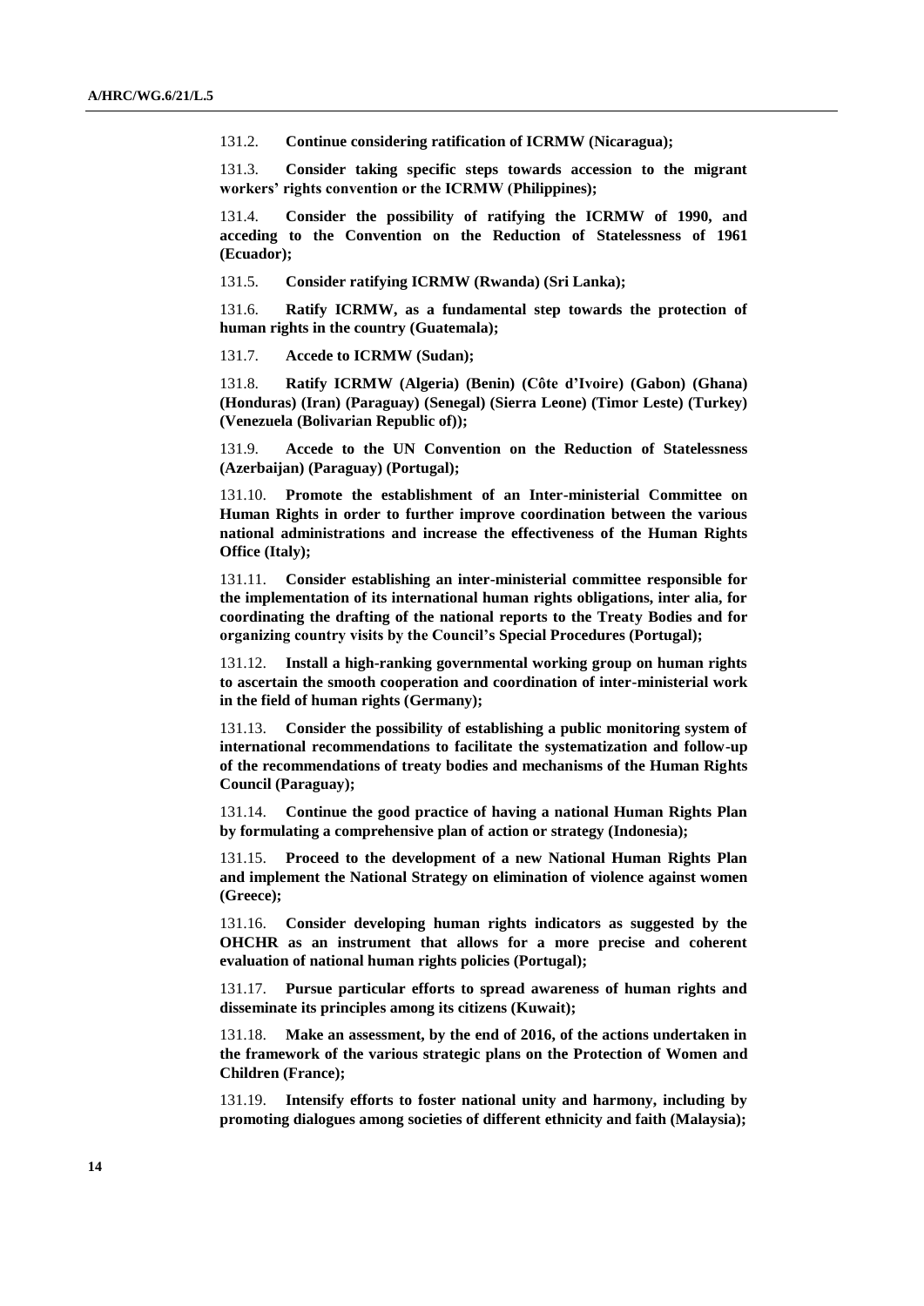131.2. **Continue considering ratification of ICRMW (Nicaragua);**

131.3. **Consider taking specific steps towards accession to the migrant workers' rights convention or the ICRMW (Philippines);**

131.4. **Consider the possibility of ratifying the ICRMW of 1990, and acceding to the Convention on the Reduction of Statelessness of 1961 (Ecuador);**

131.5. **Consider ratifying ICRMW (Rwanda) (Sri Lanka);**

131.6. **Ratify ICRMW, as a fundamental step towards the protection of human rights in the country (Guatemala);**

131.7. **Accede to ICRMW (Sudan);**

131.8. **Ratify ICRMW (Algeria) (Benin) (Côte d'Ivoire) (Gabon) (Ghana) (Honduras) (Iran) (Paraguay) (Senegal) (Sierra Leone) (Timor Leste) (Turkey) (Venezuela (Bolivarian Republic of));**

131.9. **Accede to the UN Convention on the Reduction of Statelessness (Azerbaijan) (Paraguay) (Portugal);**

131.10. **Promote the establishment of an Inter-ministerial Committee on Human Rights in order to further improve coordination between the various national administrations and increase the effectiveness of the Human Rights Office (Italy);**

131.11. **Consider establishing an inter-ministerial committee responsible for the implementation of its international human rights obligations, inter alia, for coordinating the drafting of the national reports to the Treaty Bodies and for organizing country visits by the Council's Special Procedures (Portugal);**

131.12. **Install a high-ranking governmental working group on human rights to ascertain the smooth cooperation and coordination of inter-ministerial work in the field of human rights (Germany);**

131.13. **Consider the possibility of establishing a public monitoring system of international recommendations to facilitate the systematization and follow-up of the recommendations of treaty bodies and mechanisms of the Human Rights Council (Paraguay);**

131.14. **Continue the good practice of having a national Human Rights Plan by formulating a comprehensive plan of action or strategy (Indonesia);**

131.15. **Proceed to the development of a new National Human Rights Plan and implement the National Strategy on elimination of violence against women (Greece);**

131.16. **Consider developing human rights indicators as suggested by the OHCHR as an instrument that allows for a more precise and coherent evaluation of national human rights policies (Portugal);**

131.17. **Pursue particular efforts to spread awareness of human rights and disseminate its principles among its citizens (Kuwait);**

131.18. **Make an assessment, by the end of 2016, of the actions undertaken in the framework of the various strategic plans on the Protection of Women and Children (France);**

131.19. **Intensify efforts to foster national unity and harmony, including by promoting dialogues among societies of different ethnicity and faith (Malaysia);**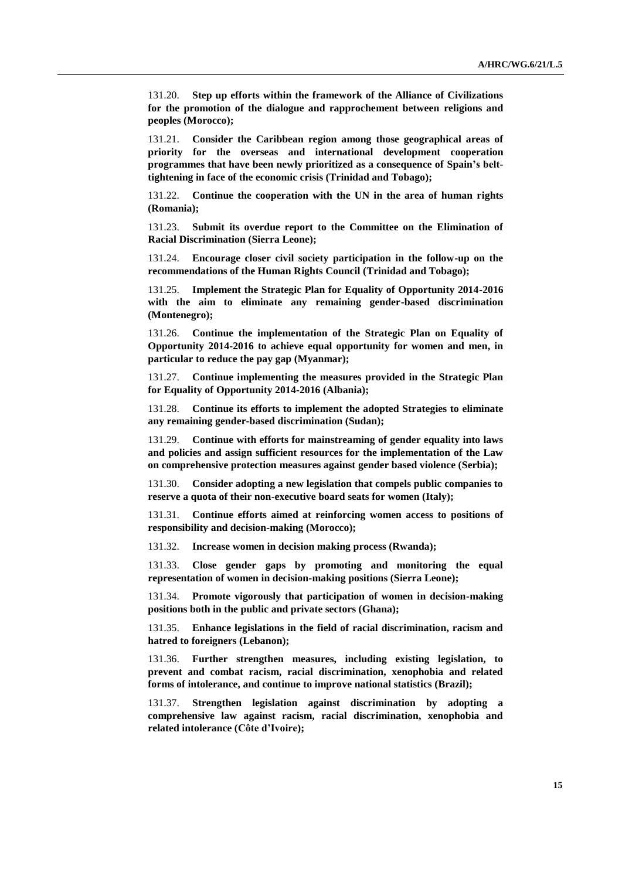131.20. **Step up efforts within the framework of the Alliance of Civilizations for the promotion of the dialogue and rapprochement between religions and peoples (Morocco);**

131.21. **Consider the Caribbean region among those geographical areas of priority for the overseas and international development cooperation programmes that have been newly prioritized as a consequence of Spain's belt-tightening in face of the economic crisis (Trinidad and Tobago);**

131.22. **Continue the cooperation with the UN in the area of human rights (Romania);**

131.23. **Submit its overdue report to the Committee on the Elimination of Racial Discrimination (Sierra Leone);**

131.24. **Encourage closer civil society participation in the follow-up on the recommendations of the Human Rights Council (Trinidad and Tobago);**

131.25. **Implement the Strategic Plan for Equality of Opportunity 2014-2016 with the aim to eliminate any remaining gender-based discrimination (Montenegro);**

131.26. **Continue the implementation of the Strategic Plan on Equality of Opportunity 2014-2016 to achieve equal opportunity for women and men, in particular to reduce the pay gap (Myanmar);**

131.27. **Continue implementing the measures provided in the Strategic Plan for Equality of Opportunity 2014-2016 (Albania);**

131.28. **Continue its efforts to implement the adopted Strategies to eliminate any remaining gender-based discrimination (Sudan);**

131.29. **Continue with efforts for mainstreaming of gender equality into laws and policies and assign sufficient resources for the implementation of the Law on comprehensive protection measures against gender based violence (Serbia);**

131.30. **Consider adopting a new legislation that compels public companies to reserve a quota of their non-executive board seats for women (Italy);**

131.31. **Continue efforts aimed at reinforcing women access to positions of responsibility and decision-making (Morocco);**

131.32. **Increase women in decision making process (Rwanda);**

131.33. **Close gender gaps by promoting and monitoring the equal representation of women in decision-making positions (Sierra Leone);**

131.34. **Promote vigorously that participation of women in decision-making positions both in the public and private sectors (Ghana);**

131.35. **Enhance legislations in the field of racial discrimination, racism and hatred to foreigners (Lebanon);**

131.36. **Further strengthen measures, including existing legislation, to prevent and combat racism, racial discrimination, xenophobia and related forms of intolerance, and continue to improve national statistics (Brazil);**

131.37. **Strengthen legislation against discrimination by adopting a comprehensive law against racism, racial discrimination, xenophobia and related intolerance (Côte d'Ivoire);**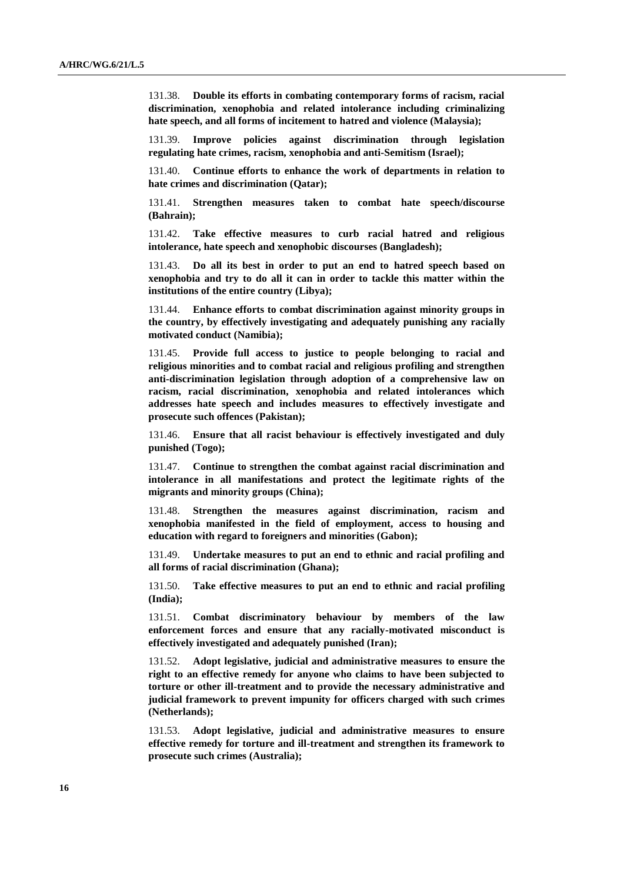131.38. **Double its efforts in combating contemporary forms of racism, racial discrimination, xenophobia and related intolerance including criminalizing hate speech, and all forms of incitement to hatred and violence (Malaysia);**

131.39. **Improve policies against discrimination through legislation regulating hate crimes, racism, xenophobia and anti-Semitism (Israel);**

131.40. **Continue efforts to enhance the work of departments in relation to hate crimes and discrimination (Qatar);**

131.41. **Strengthen measures taken to combat hate speech/discourse (Bahrain);**

131.42. **Take effective measures to curb racial hatred and religious intolerance, hate speech and xenophobic discourses (Bangladesh);**

131.43. **Do all its best in order to put an end to hatred speech based on xenophobia and try to do all it can in order to tackle this matter within the institutions of the entire country (Libya);**

131.44. **Enhance efforts to combat discrimination against minority groups in the country, by effectively investigating and adequately punishing any racially motivated conduct (Namibia);**

131.45. **Provide full access to justice to people belonging to racial and religious minorities and to combat racial and religious profiling and strengthen anti-discrimination legislation through adoption of a comprehensive law on racism, racial discrimination, xenophobia and related intolerances which addresses hate speech and includes measures to effectively investigate and prosecute such offences (Pakistan);**

131.46. **Ensure that all racist behaviour is effectively investigated and duly punished (Togo);**

131.47. **Continue to strengthen the combat against racial discrimination and intolerance in all manifestations and protect the legitimate rights of the migrants and minority groups (China);**

131.48. **Strengthen the measures against discrimination, racism and xenophobia manifested in the field of employment, access to housing and education with regard to foreigners and minorities (Gabon);**

131.49. **Undertake measures to put an end to ethnic and racial profiling and all forms of racial discrimination (Ghana);**

131.50. **Take effective measures to put an end to ethnic and racial profiling (India);**

131.51. **Combat discriminatory behaviour by members of the law enforcement forces and ensure that any racially-motivated misconduct is effectively investigated and adequately punished (Iran);**

131.52. **Adopt legislative, judicial and administrative measures to ensure the right to an effective remedy for anyone who claims to have been subjected to torture or other ill-treatment and to provide the necessary administrative and judicial framework to prevent impunity for officers charged with such crimes (Netherlands);**

131.53. **Adopt legislative, judicial and administrative measures to ensure effective remedy for torture and ill-treatment and strengthen its framework to prosecute such crimes (Australia);**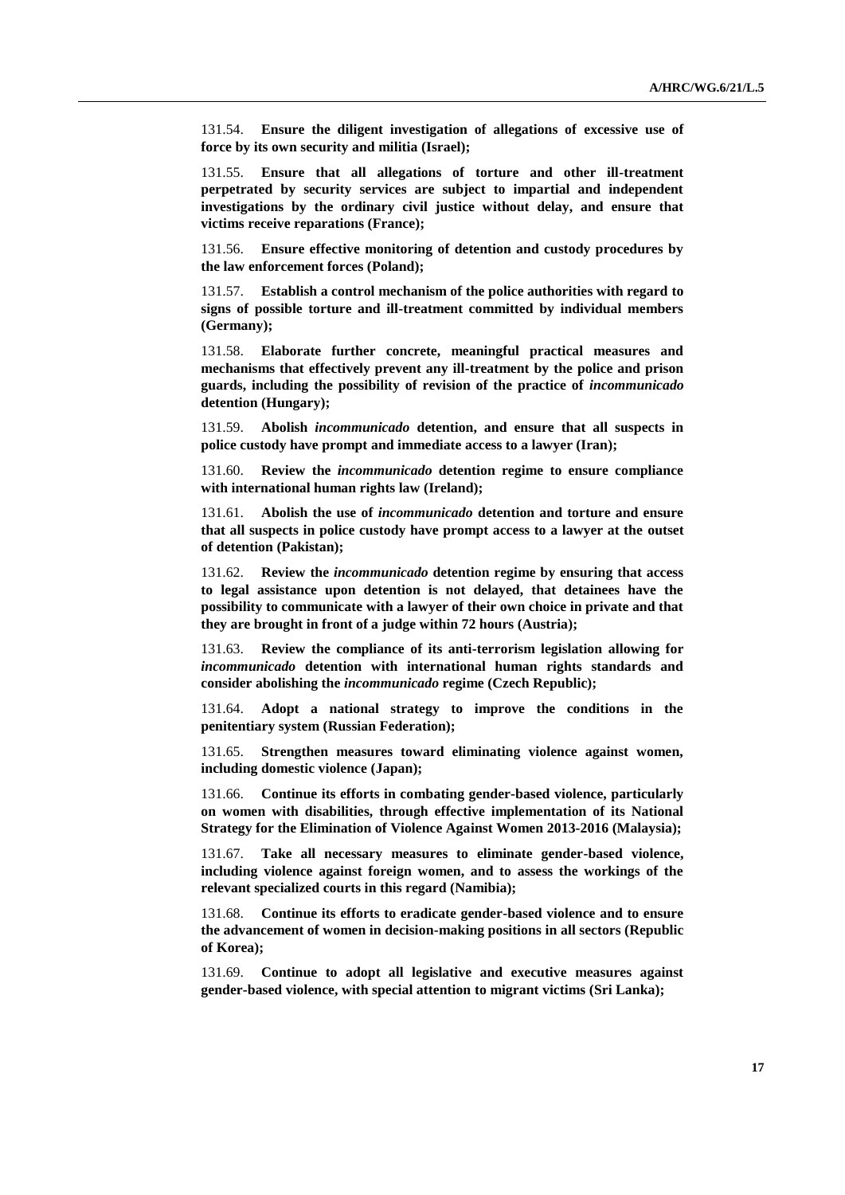131.54. **Ensure the diligent investigation of allegations of excessive use of force by its own security and militia (Israel);**

131.55. **Ensure that all allegations of torture and other ill-treatment perpetrated by security services are subject to impartial and independent investigations by the ordinary civil justice without delay, and ensure that victims receive reparations (France);**

131.56. **Ensure effective monitoring of detention and custody procedures by the law enforcement forces (Poland);**

131.57. **Establish a control mechanism of the police authorities with regard to signs of possible torture and ill-treatment committed by individual members (Germany);**

131.58. **Elaborate further concrete, meaningful practical measures and mechanisms that effectively prevent any ill-treatment by the police and prison guards, including the possibility of revision of the practice of *incommunicado* detention (Hungary);**

131.59. **Abolish *incommunicado* detention, and ensure that all suspects in police custody have prompt and immediate access to a lawyer (Iran);**

131.60. **Review the *incommunicado* detention regime to ensure compliance with international human rights law (Ireland);**

131.61. **Abolish the use of *incommunicado* detention and torture and ensure that all suspects in police custody have prompt access to a lawyer at the outset of detention (Pakistan);**

131.62. **Review the *incommunicado* detention regime by ensuring that access to legal assistance upon detention is not delayed, that detainees have the possibility to communicate with a lawyer of their own choice in private and that they are brought in front of a judge within 72 hours (Austria);**

131.63. **Review the compliance of its anti-terrorism legislation allowing for *incommunicado* detention with international human rights standards and consider abolishing the *incommunicado* regime (Czech Republic);**

131.64. **Adopt a national strategy to improve the conditions in the penitentiary system (Russian Federation);**

131.65. **Strengthen measures toward eliminating violence against women, including domestic violence (Japan);**

131.66. **Continue its efforts in combating gender-based violence, particularly on women with disabilities, through effective implementation of its National Strategy for the Elimination of Violence Against Women 2013-2016 (Malaysia);**

131.67. **Take all necessary measures to eliminate gender-based violence, including violence against foreign women, and to assess the workings of the relevant specialized courts in this regard (Namibia);**

131.68. **Continue its efforts to eradicate gender-based violence and to ensure the advancement of women in decision-making positions in all sectors (Republic of Korea);**

131.69. **Continue to adopt all legislative and executive measures against gender-based violence, with special attention to migrant victims (Sri Lanka);**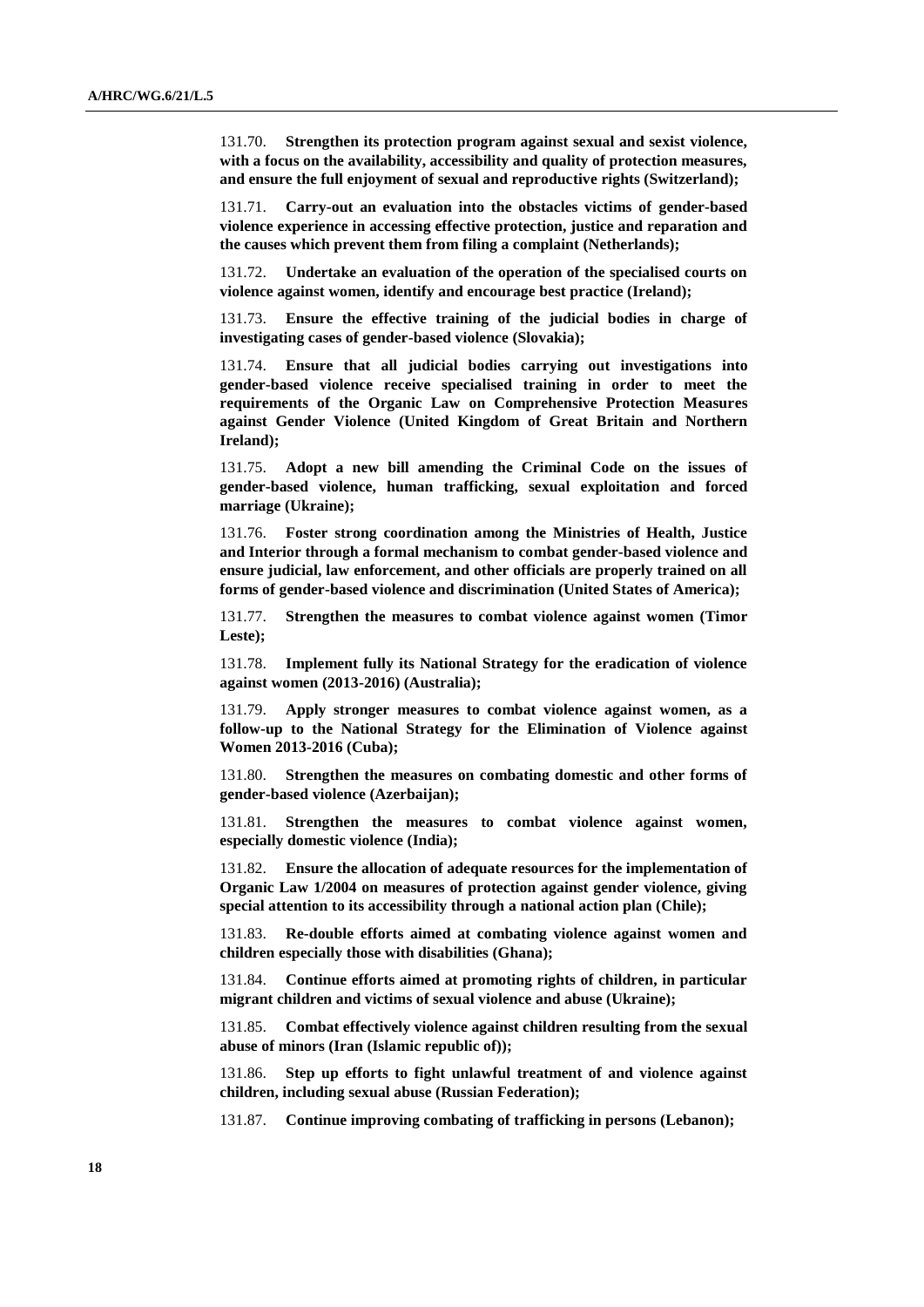131.70. **Strengthen its protection program against sexual and sexist violence, with a focus on the availability, accessibility and quality of protection measures, and ensure the full enjoyment of sexual and reproductive rights (Switzerland);**

131.71. **Carry-out an evaluation into the obstacles victims of gender-based violence experience in accessing effective protection, justice and reparation and the causes which prevent them from filing a complaint (Netherlands);**

131.72. **Undertake an evaluation of the operation of the specialised courts on violence against women, identify and encourage best practice (Ireland);**

131.73. **Ensure the effective training of the judicial bodies in charge of investigating cases of gender-based violence (Slovakia);**

131.74. **Ensure that all judicial bodies carrying out investigations into gender-based violence receive specialised training in order to meet the requirements of the Organic Law on Comprehensive Protection Measures against Gender Violence (United Kingdom of Great Britain and Northern Ireland);**

131.75. **Adopt a new bill amending the Criminal Code on the issues of gender-based violence, human trafficking, sexual exploitation and forced marriage (Ukraine);**

131.76. **Foster strong coordination among the Ministries of Health, Justice and Interior through a formal mechanism to combat gender-based violence and ensure judicial, law enforcement, and other officials are properly trained on all forms of gender-based violence and discrimination (United States of America);**

131.77. **Strengthen the measures to combat violence against women (Timor Leste);**

131.78. **Implement fully its National Strategy for the eradication of violence against women (2013-2016) (Australia);**

131.79. **Apply stronger measures to combat violence against women, as a follow-up to the National Strategy for the Elimination of Violence against Women 2013-2016 (Cuba);**

131.80. **Strengthen the measures on combating domestic and other forms of gender-based violence (Azerbaijan);**

131.81. **Strengthen the measures to combat violence against women, especially domestic violence (India);**

131.82. **Ensure the allocation of adequate resources for the implementation of Organic Law 1/2004 on measures of protection against gender violence, giving special attention to its accessibility through a national action plan (Chile);**

131.83. **Re-double efforts aimed at combating violence against women and children especially those with disabilities (Ghana);**

131.84. **Continue efforts aimed at promoting rights of children, in particular migrant children and victims of sexual violence and abuse (Ukraine);**

131.85. **Combat effectively violence against children resulting from the sexual abuse of minors (Iran (Islamic republic of));**

131.86. **Step up efforts to fight unlawful treatment of and violence against children, including sexual abuse (Russian Federation);**

131.87. **Continue improving combating of trafficking in persons (Lebanon);**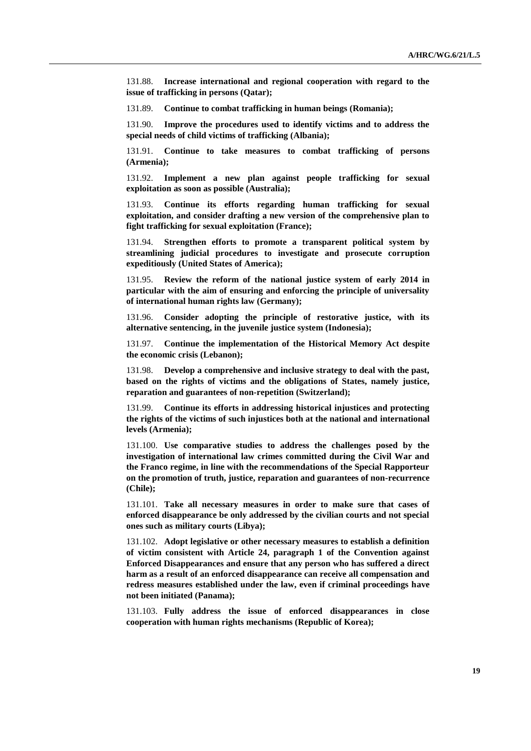131.88. **Increase international and regional cooperation with regard to the issue of trafficking in persons (Qatar);**

131.89. **Continue to combat trafficking in human beings (Romania);**

131.90. **Improve the procedures used to identify victims and to address the special needs of child victims of trafficking (Albania);**

131.91. **Continue to take measures to combat trafficking of persons (Armenia);**

131.92. **Implement a new plan against people trafficking for sexual exploitation as soon as possible (Australia);**

131.93. **Continue its efforts regarding human trafficking for sexual exploitation, and consider drafting a new version of the comprehensive plan to fight trafficking for sexual exploitation (France);**

131.94. **Strengthen efforts to promote a transparent political system by streamlining judicial procedures to investigate and prosecute corruption expeditiously (United States of America);**

131.95. **Review the reform of the national justice system of early 2014 in particular with the aim of ensuring and enforcing the principle of universality of international human rights law (Germany);**

131.96. **Consider adopting the principle of restorative justice, with its alternative sentencing, in the juvenile justice system (Indonesia);**

131.97. **Continue the implementation of the Historical Memory Act despite the economic crisis (Lebanon);**

131.98. **Develop a comprehensive and inclusive strategy to deal with the past, based on the rights of victims and the obligations of States, namely justice, reparation and guarantees of non-repetition (Switzerland);**

131.99. **Continue its efforts in addressing historical injustices and protecting the rights of the victims of such injustices both at the national and international levels (Armenia);**

131.100. **Use comparative studies to address the challenges posed by the investigation of international law crimes committed during the Civil War and the Franco regime, in line with the recommendations of the Special Rapporteur on the promotion of truth, justice, reparation and guarantees of non-recurrence (Chile);**

131.101. **Take all necessary measures in order to make sure that cases of enforced disappearance be only addressed by the civilian courts and not special ones such as military courts (Libya);**

131.102. **Adopt legislative or other necessary measures to establish a definition of victim consistent with Article 24, paragraph 1 of the Convention against Enforced Disappearances and ensure that any person who has suffered a direct harm as a result of an enforced disappearance can receive all compensation and redress measures established under the law, even if criminal proceedings have not been initiated (Panama);**

131.103. **Fully address the issue of enforced disappearances in close cooperation with human rights mechanisms (Republic of Korea);**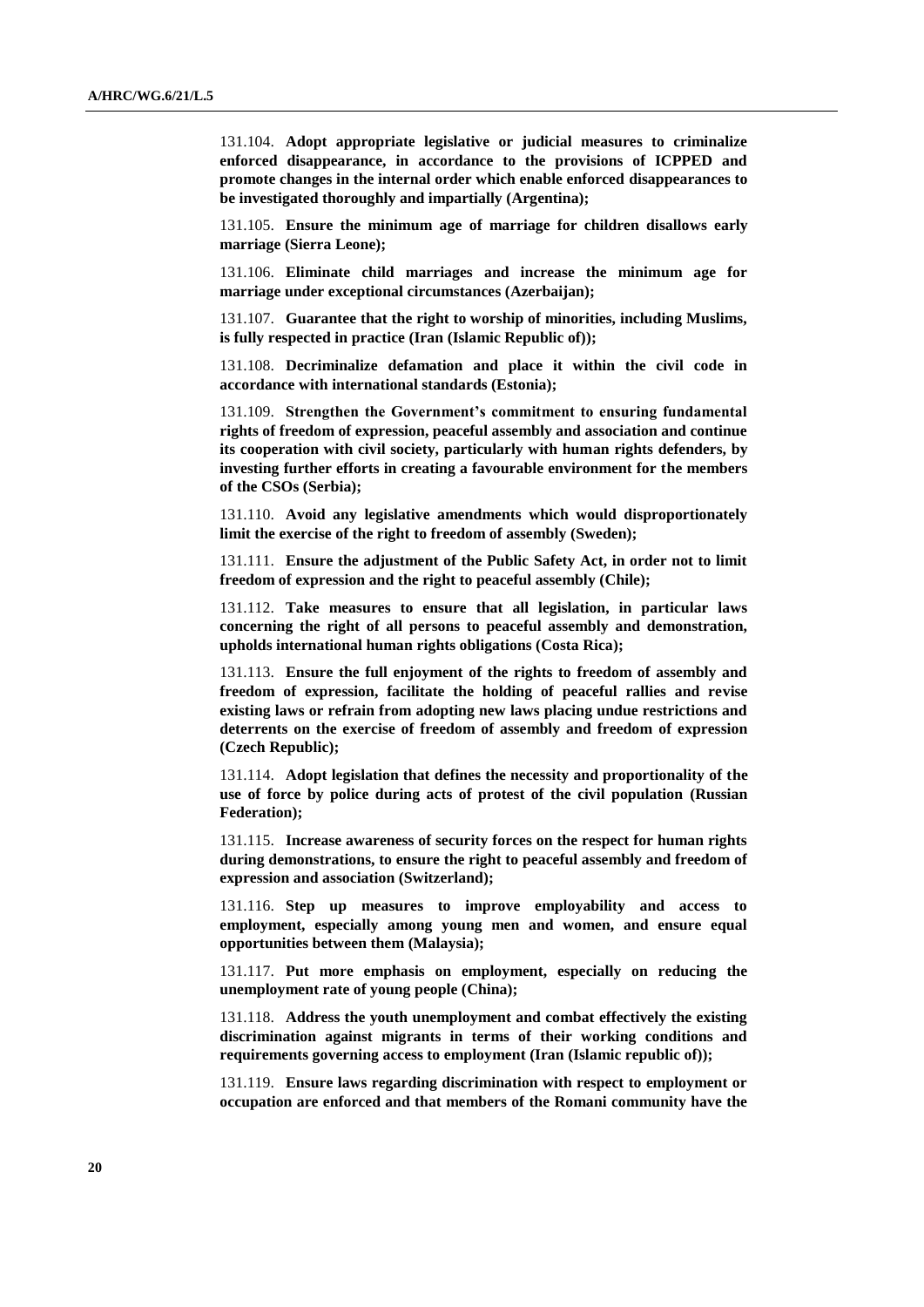131.104. **Adopt appropriate legislative or judicial measures to criminalize enforced disappearance, in accordance to the provisions of ICPPED and promote changes in the internal order which enable enforced disappearances to be investigated thoroughly and impartially (Argentina);**

131.105. **Ensure the minimum age of marriage for children disallows early marriage (Sierra Leone);**

131.106. **Eliminate child marriages and increase the minimum age for marriage under exceptional circumstances (Azerbaijan);**

131.107. **Guarantee that the right to worship of minorities, including Muslims, is fully respected in practice (Iran (Islamic Republic of));**

131.108. **Decriminalize defamation and place it within the civil code in accordance with international standards (Estonia);**

131.109. **Strengthen the Government's commitment to ensuring fundamental rights of freedom of expression, peaceful assembly and association and continue its cooperation with civil society, particularly with human rights defenders, by investing further efforts in creating a favourable environment for the members of the CSOs (Serbia);**

131.110. **Avoid any legislative amendments which would disproportionately limit the exercise of the right to freedom of assembly (Sweden);**

131.111. **Ensure the adjustment of the Public Safety Act, in order not to limit freedom of expression and the right to peaceful assembly (Chile);**

131.112. **Take measures to ensure that all legislation, in particular laws concerning the right of all persons to peaceful assembly and demonstration, upholds international human rights obligations (Costa Rica);**

131.113. **Ensure the full enjoyment of the rights to freedom of assembly and freedom of expression, facilitate the holding of peaceful rallies and revise existing laws or refrain from adopting new laws placing undue restrictions and deterrents on the exercise of freedom of assembly and freedom of expression (Czech Republic);**

131.114. **Adopt legislation that defines the necessity and proportionality of the use of force by police during acts of protest of the civil population (Russian Federation);**

131.115. **Increase awareness of security forces on the respect for human rights during demonstrations, to ensure the right to peaceful assembly and freedom of expression and association (Switzerland);**

131.116. **Step up measures to improve employability and access to employment, especially among young men and women, and ensure equal opportunities between them (Malaysia);**

131.117. **Put more emphasis on employment, especially on reducing the unemployment rate of young people (China);**

131.118. **Address the youth unemployment and combat effectively the existing discrimination against migrants in terms of their working conditions and requirements governing access to employment (Iran (Islamic republic of));**

131.119. **Ensure laws regarding discrimination with respect to employment or occupation are enforced and that members of the Romani community have the**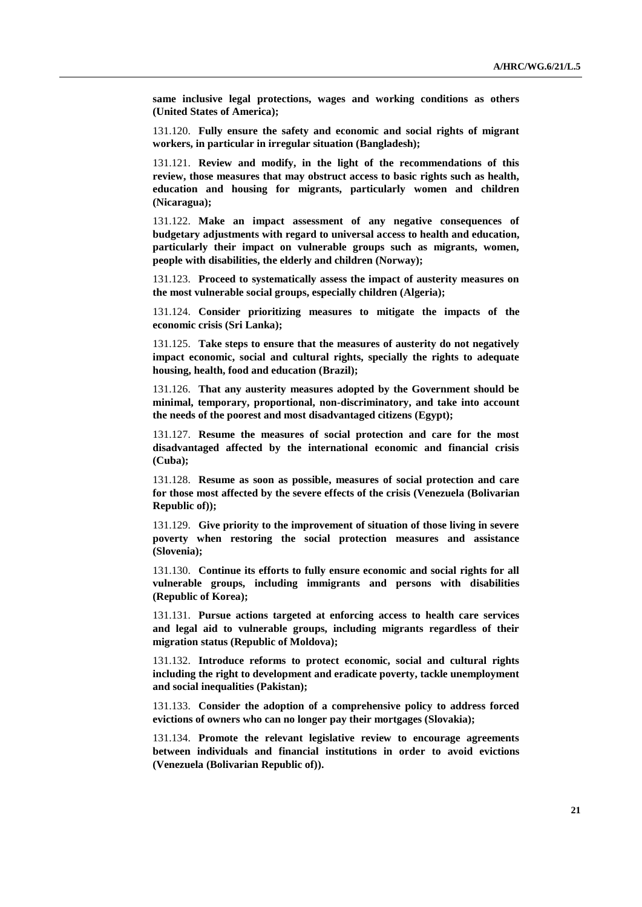**same inclusive legal protections, wages and working conditions as others (United States of America);**

131.120. **Fully ensure the safety and economic and social rights of migrant workers, in particular in irregular situation (Bangladesh);**

131.121. **Review and modify, in the light of the recommendations of this review, those measures that may obstruct access to basic rights such as health, education and housing for migrants, particularly women and children (Nicaragua);**

131.122. **Make an impact assessment of any negative consequences of budgetary adjustments with regard to universal access to health and education, particularly their impact on vulnerable groups such as migrants, women, people with disabilities, the elderly and children (Norway);**

131.123. **Proceed to systematically assess the impact of austerity measures on the most vulnerable social groups, especially children (Algeria);**

131.124. **Consider prioritizing measures to mitigate the impacts of the economic crisis (Sri Lanka);**

131.125. **Take steps to ensure that the measures of austerity do not negatively impact economic, social and cultural rights, specially the rights to adequate housing, health, food and education (Brazil);**

131.126. **That any austerity measures adopted by the Government should be minimal, temporary, proportional, non-discriminatory, and take into account the needs of the poorest and most disadvantaged citizens (Egypt);**

131.127. **Resume the measures of social protection and care for the most disadvantaged affected by the international economic and financial crisis (Cuba);**

131.128. **Resume as soon as possible, measures of social protection and care for those most affected by the severe effects of the crisis (Venezuela (Bolivarian Republic of));**

131.129. **Give priority to the improvement of situation of those living in severe poverty when restoring the social protection measures and assistance (Slovenia);**

131.130. **Continue its efforts to fully ensure economic and social rights for all vulnerable groups, including immigrants and persons with disabilities (Republic of Korea);**

131.131. **Pursue actions targeted at enforcing access to health care services and legal aid to vulnerable groups, including migrants regardless of their migration status (Republic of Moldova);**

131.132. **Introduce reforms to protect economic, social and cultural rights including the right to development and eradicate poverty, tackle unemployment and social inequalities (Pakistan);**

131.133. **Consider the adoption of a comprehensive policy to address forced evictions of owners who can no longer pay their mortgages (Slovakia);**

131.134. **Promote the relevant legislative review to encourage agreements between individuals and financial institutions in order to avoid evictions (Venezuela (Bolivarian Republic of)).**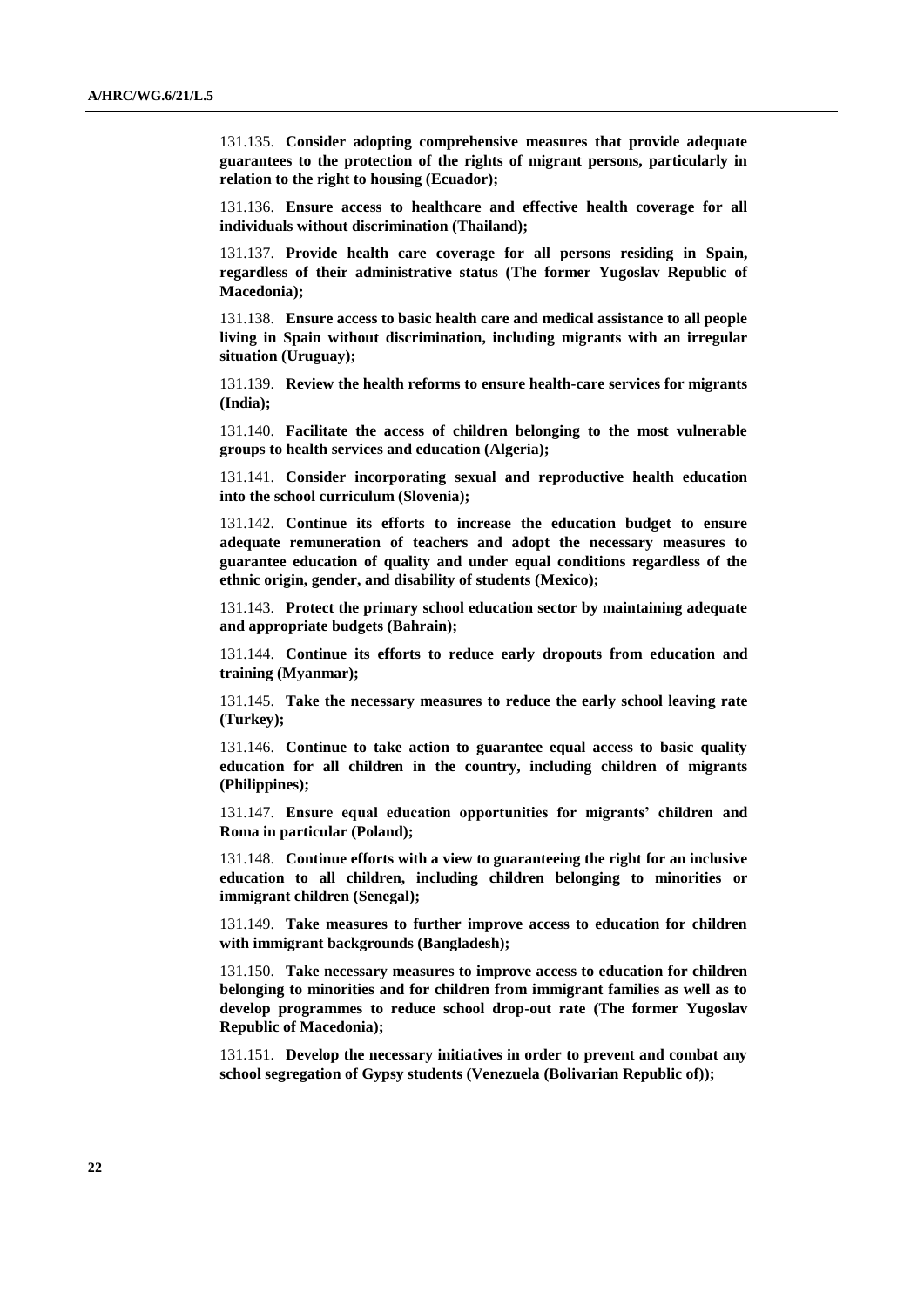131.135. **Consider adopting comprehensive measures that provide adequate guarantees to the protection of the rights of migrant persons, particularly in relation to the right to housing (Ecuador);**

131.136. **Ensure access to healthcare and effective health coverage for all individuals without discrimination (Thailand);**

131.137. **Provide health care coverage for all persons residing in Spain, regardless of their administrative status (The former Yugoslav Republic of Macedonia);**

131.138. **Ensure access to basic health care and medical assistance to all people living in Spain without discrimination, including migrants with an irregular situation (Uruguay);**

131.139. **Review the health reforms to ensure health-care services for migrants (India);**

131.140. **Facilitate the access of children belonging to the most vulnerable groups to health services and education (Algeria);**

131.141. **Consider incorporating sexual and reproductive health education into the school curriculum (Slovenia);**

131.142. **Continue its efforts to increase the education budget to ensure adequate remuneration of teachers and adopt the necessary measures to guarantee education of quality and under equal conditions regardless of the ethnic origin, gender, and disability of students (Mexico);**

131.143. **Protect the primary school education sector by maintaining adequate and appropriate budgets (Bahrain);**

131.144. **Continue its efforts to reduce early dropouts from education and training (Myanmar);**

131.145. **Take the necessary measures to reduce the early school leaving rate (Turkey);**

131.146. **Continue to take action to guarantee equal access to basic quality education for all children in the country, including children of migrants (Philippines);**

131.147. **Ensure equal education opportunities for migrants' children and Roma in particular (Poland);**

131.148. **Continue efforts with a view to guaranteeing the right for an inclusive education to all children, including children belonging to minorities or immigrant children (Senegal);**

131.149. **Take measures to further improve access to education for children with immigrant backgrounds (Bangladesh);**

131.150. **Take necessary measures to improve access to education for children belonging to minorities and for children from immigrant families as well as to develop programmes to reduce school drop-out rate (The former Yugoslav Republic of Macedonia);**

131.151. **Develop the necessary initiatives in order to prevent and combat any school segregation of Gypsy students (Venezuela (Bolivarian Republic of));**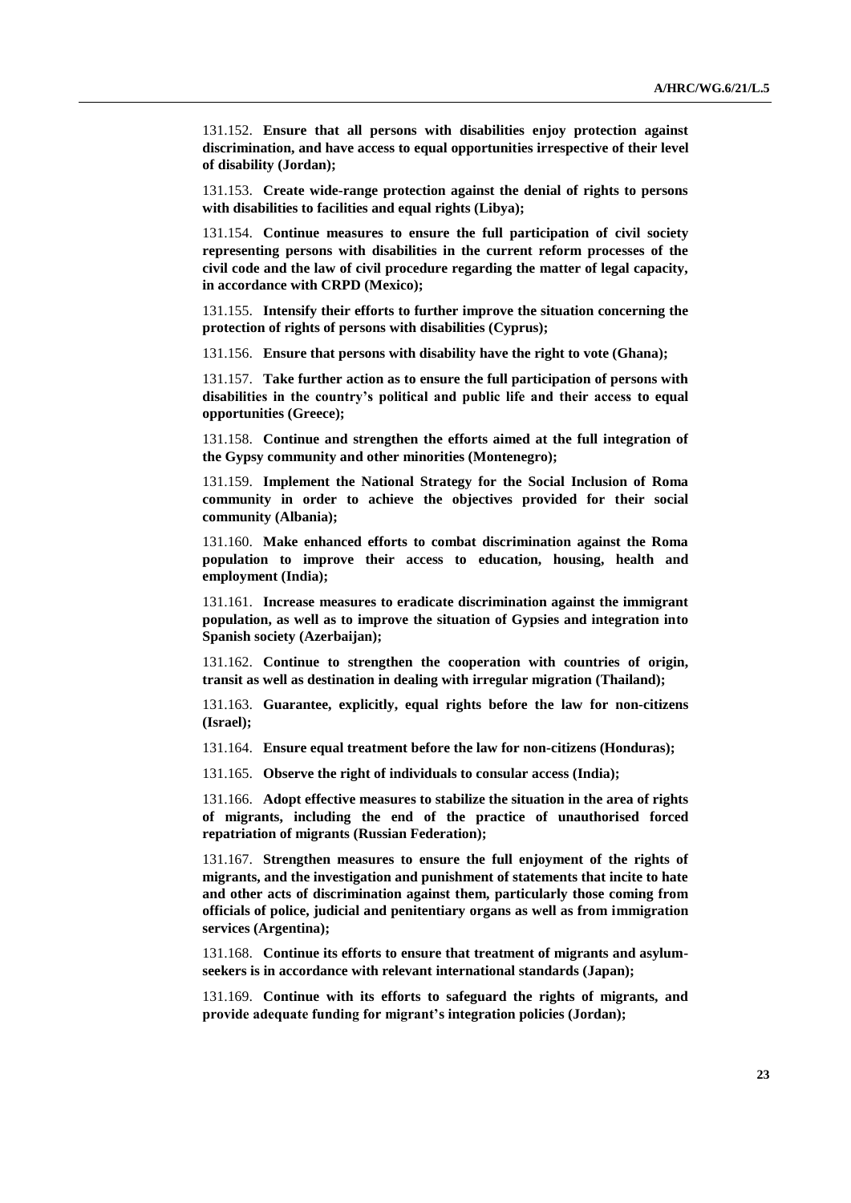131.152. **Ensure that all persons with disabilities enjoy protection against discrimination, and have access to equal opportunities irrespective of their level of disability (Jordan);**

131.153. **Create wide-range protection against the denial of rights to persons with disabilities to facilities and equal rights (Libya);**

131.154. **Continue measures to ensure the full participation of civil society representing persons with disabilities in the current reform processes of the civil code and the law of civil procedure regarding the matter of legal capacity, in accordance with CRPD (Mexico);**

131.155. **Intensify their efforts to further improve the situation concerning the protection of rights of persons with disabilities (Cyprus);**

131.156. **Ensure that persons with disability have the right to vote (Ghana);**

131.157. **Take further action as to ensure the full participation of persons with disabilities in the country's political and public life and their access to equal opportunities (Greece);**

131.158. **Continue and strengthen the efforts aimed at the full integration of the Gypsy community and other minorities (Montenegro);**

131.159. **Implement the National Strategy for the Social Inclusion of Roma community in order to achieve the objectives provided for their social community (Albania);**

131.160. **Make enhanced efforts to combat discrimination against the Roma population to improve their access to education, housing, health and employment (India);**

131.161. **Increase measures to eradicate discrimination against the immigrant population, as well as to improve the situation of Gypsies and integration into Spanish society (Azerbaijan);**

131.162. **Continue to strengthen the cooperation with countries of origin, transit as well as destination in dealing with irregular migration (Thailand);**

131.163. **Guarantee, explicitly, equal rights before the law for non-citizens (Israel);**

131.164. **Ensure equal treatment before the law for non-citizens (Honduras);**

131.165. **Observe the right of individuals to consular access (India);**

131.166. **Adopt effective measures to stabilize the situation in the area of rights of migrants, including the end of the practice of unauthorised forced repatriation of migrants (Russian Federation);**

131.167. **Strengthen measures to ensure the full enjoyment of the rights of migrants, and the investigation and punishment of statements that incite to hate and other acts of discrimination against them, particularly those coming from officials of police, judicial and penitentiary organs as well as from immigration services (Argentina);**

131.168. **Continue its efforts to ensure that treatment of migrants and asylum-seekers is in accordance with relevant international standards (Japan);**

131.169. **Continue with its efforts to safeguard the rights of migrants, and provide adequate funding for migrant's integration policies (Jordan);**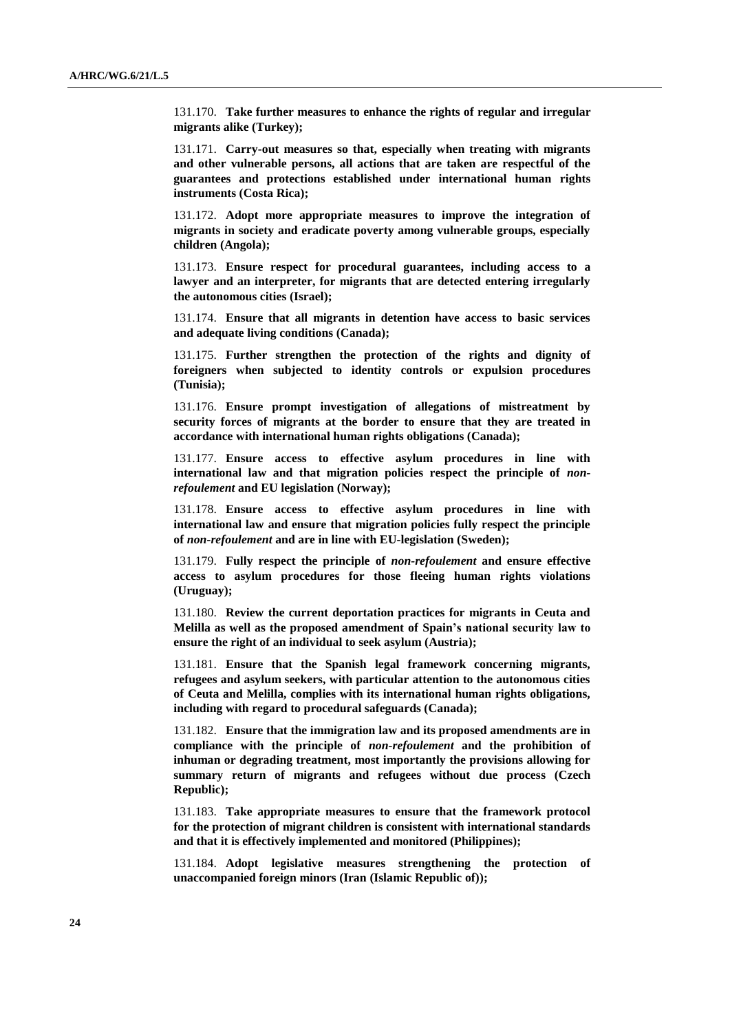131.170. **Take further measures to enhance the rights of regular and irregular migrants alike (Turkey);**

131.171. **Carry-out measures so that, especially when treating with migrants and other vulnerable persons, all actions that are taken are respectful of the guarantees and protections established under international human rights instruments (Costa Rica);**

131.172. **Adopt more appropriate measures to improve the integration of migrants in society and eradicate poverty among vulnerable groups, especially children (Angola);**

131.173. **Ensure respect for procedural guarantees, including access to a lawyer and an interpreter, for migrants that are detected entering irregularly the autonomous cities (Israel);**

131.174. **Ensure that all migrants in detention have access to basic services and adequate living conditions (Canada);**

131.175. **Further strengthen the protection of the rights and dignity of foreigners when subjected to identity controls or expulsion procedures (Tunisia);**

131.176. **Ensure prompt investigation of allegations of mistreatment by security forces of migrants at the border to ensure that they are treated in accordance with international human rights obligations (Canada);**

131.177. **Ensure access to effective asylum procedures in line with international law and that migration policies respect the principle of *non-refoulement* and EU legislation (Norway);**

131.178. **Ensure access to effective asylum procedures in line with international law and ensure that migration policies fully respect the principle of *non-refoulement* and are in line with EU-legislation (Sweden);**

131.179. **Fully respect the principle of *non-refoulement* and ensure effective access to asylum procedures for those fleeing human rights violations (Uruguay);**

131.180. **Review the current deportation practices for migrants in Ceuta and Melilla as well as the proposed amendment of Spain's national security law to ensure the right of an individual to seek asylum (Austria);**

131.181. **Ensure that the Spanish legal framework concerning migrants, refugees and asylum seekers, with particular attention to the autonomous cities of Ceuta and Melilla, complies with its international human rights obligations, including with regard to procedural safeguards (Canada);**

131.182. **Ensure that the immigration law and its proposed amendments are in compliance with the principle of *non-refoulement* and the prohibition of inhuman or degrading treatment, most importantly the provisions allowing for summary return of migrants and refugees without due process (Czech Republic);**

131.183. **Take appropriate measures to ensure that the framework protocol for the protection of migrant children is consistent with international standards and that it is effectively implemented and monitored (Philippines);**

131.184. **Adopt legislative measures strengthening the protection of unaccompanied foreign minors (Iran (Islamic Republic of));**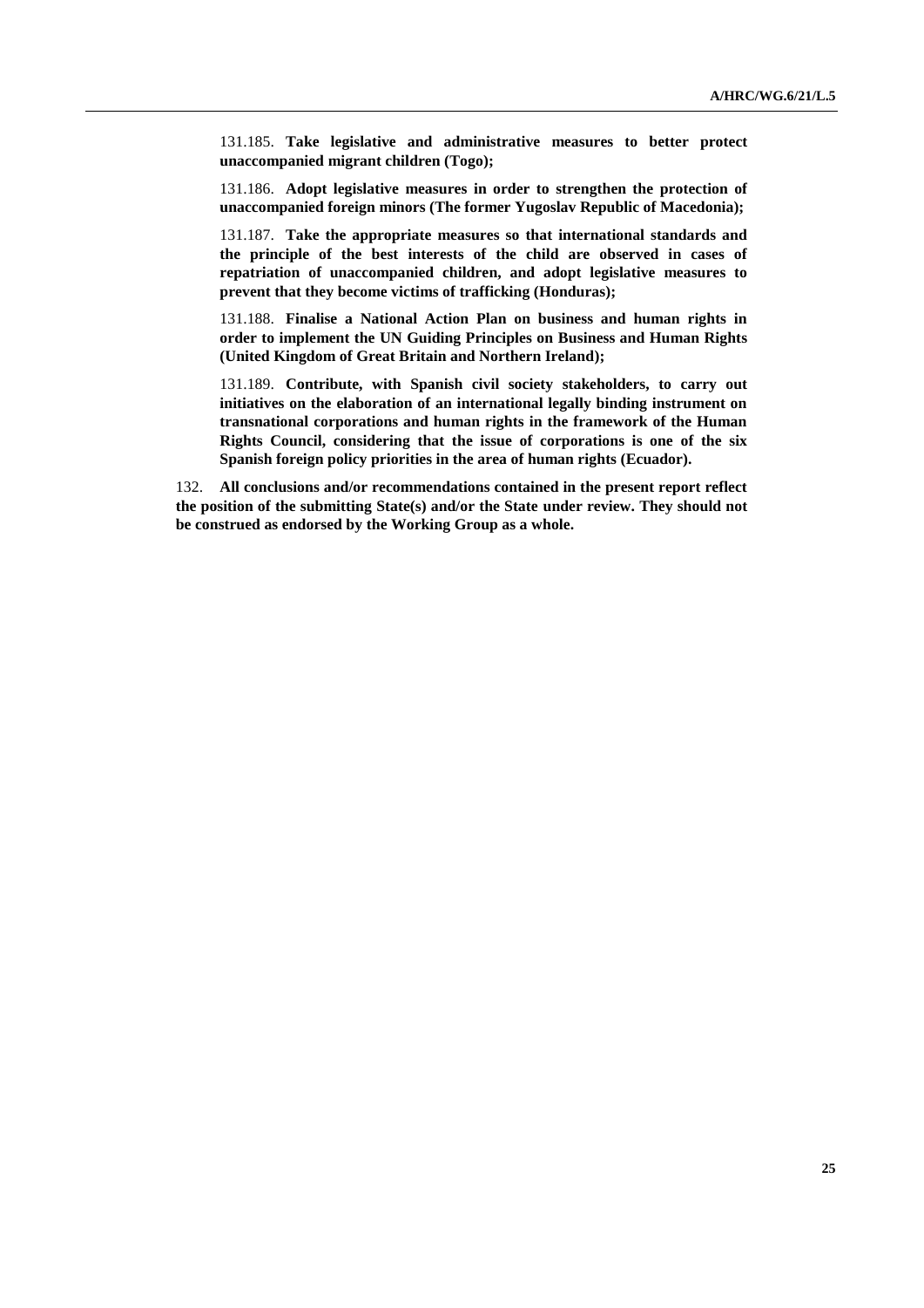131.185. **Take legislative and administrative measures to better protect unaccompanied migrant children (Togo);**

131.186. **Adopt legislative measures in order to strengthen the protection of unaccompanied foreign minors (The former Yugoslav Republic of Macedonia);**

131.187. **Take the appropriate measures so that international standards and the principle of the best interests of the child are observed in cases of repatriation of unaccompanied children, and adopt legislative measures to prevent that they become victims of trafficking (Honduras);**

131.188. **Finalise a National Action Plan on business and human rights in order to implement the UN Guiding Principles on Business and Human Rights (United Kingdom of Great Britain and Northern Ireland);**

131.189. **Contribute, with Spanish civil society stakeholders, to carry out initiatives on the elaboration of an international legally binding instrument on transnational corporations and human rights in the framework of the Human Rights Council, considering that the issue of corporations is one of the six Spanish foreign policy priorities in the area of human rights (Ecuador).**

132. **All conclusions and/or recommendations contained in the present report reflect the position of the submitting State(s) and/or the State under review. They should not be construed as endorsed by the Working Group as a whole.**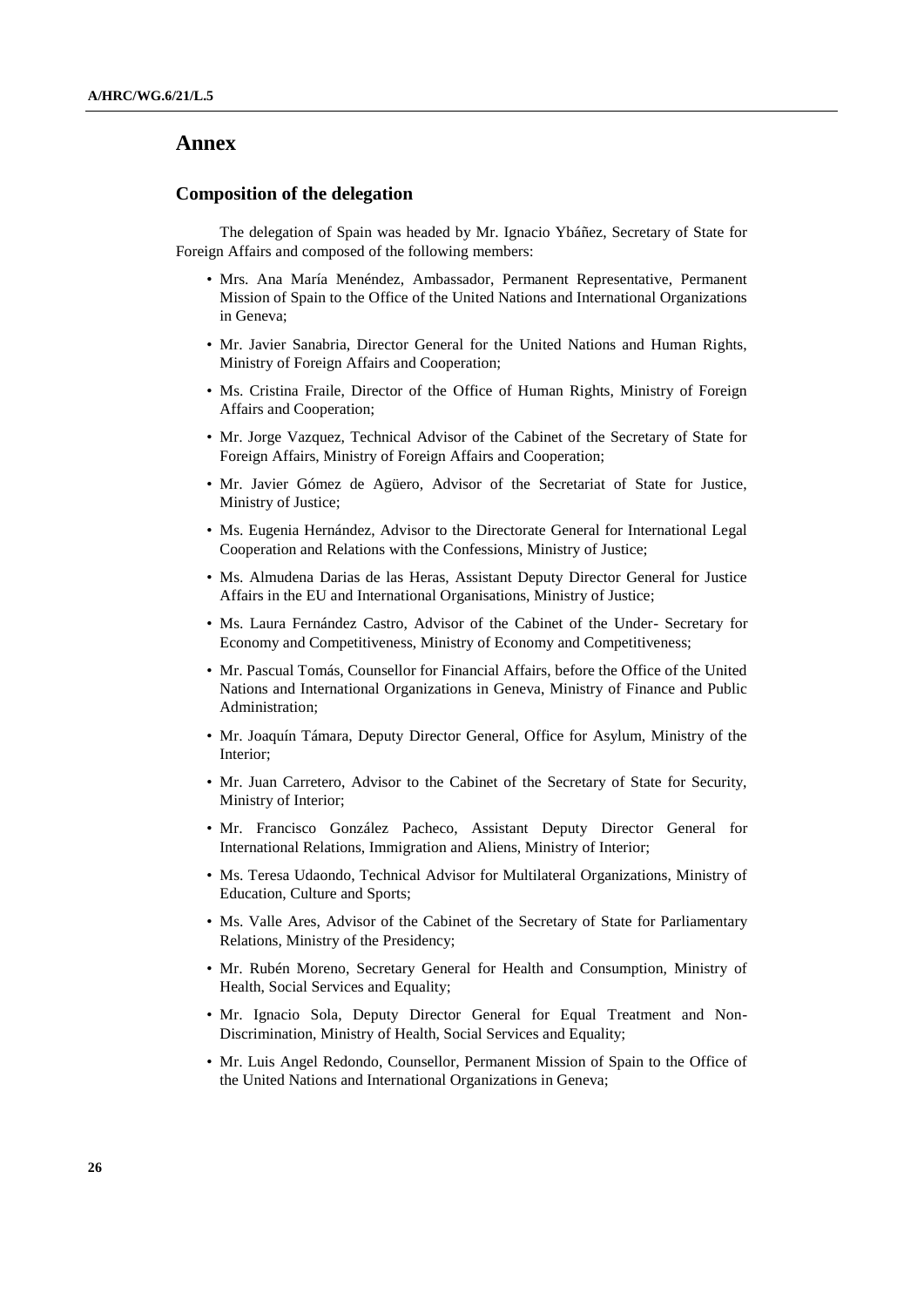# Annex

## Composition of the delegation

The delegation of Spain was headed by Mr. Ignacio Ybáñez, Secretary of State for Foreign Affairs and composed of the following members:

- Mrs. Ana María Menéndez, Ambassador, Permanent Representative, Permanent Mission of Spain to the Office of the United Nations and International Organizations in Geneva;
- Mr. Javier Sanabria, Director General for the United Nations and Human Rights, Ministry of Foreign Affairs and Cooperation;
- Ms. Cristina Fraile, Director of the Office of Human Rights, Ministry of Foreign Affairs and Cooperation;
- Mr. Jorge Vazquez, Technical Advisor of the Cabinet of the Secretary of State for Foreign Affairs, Ministry of Foreign Affairs and Cooperation;
- Mr. Javier Gómez de Agüero, Advisor of the Secretariat of State for Justice, Ministry of Justice;
- Ms. Eugenia Hernández, Advisor to the Directorate General for International Legal Cooperation and Relations with the Confessions, Ministry of Justice;
- Ms. Almudena Darias de las Heras, Assistant Deputy Director General for Justice Affairs in the EU and International Organisations, Ministry of Justice;
- Ms. Laura Fernández Castro, Advisor of the Cabinet of the Under- Secretary for Economy and Competitiveness, Ministry of Economy and Competitiveness;
- Mr. Pascual Tomás, Counsellor for Financial Affairs, before the Office of the United Nations and International Organizations in Geneva, Ministry of Finance and Public Administration;
- Mr. Joaquín Támara, Deputy Director General, Office for Asylum, Ministry of the Interior;
- Mr. Juan Carretero, Advisor to the Cabinet of the Secretary of State for Security, Ministry of Interior;
- Mr. Francisco González Pacheco, Assistant Deputy Director General for International Relations, Immigration and Aliens, Ministry of Interior;
- Ms. Teresa Udaondo, Technical Advisor for Multilateral Organizations, Ministry of Education, Culture and Sports;
- Ms. Valle Ares, Advisor of the Cabinet of the Secretary of State for Parliamentary Relations, Ministry of the Presidency;
- Mr. Rubén Moreno, Secretary General for Health and Consumption, Ministry of Health, Social Services and Equality;
- Mr. Ignacio Sola, Deputy Director General for Equal Treatment and Non-Discrimination, Ministry of Health, Social Services and Equality;
- Mr. Luis Angel Redondo, Counsellor, Permanent Mission of Spain to the Office of the United Nations and International Organizations in Geneva;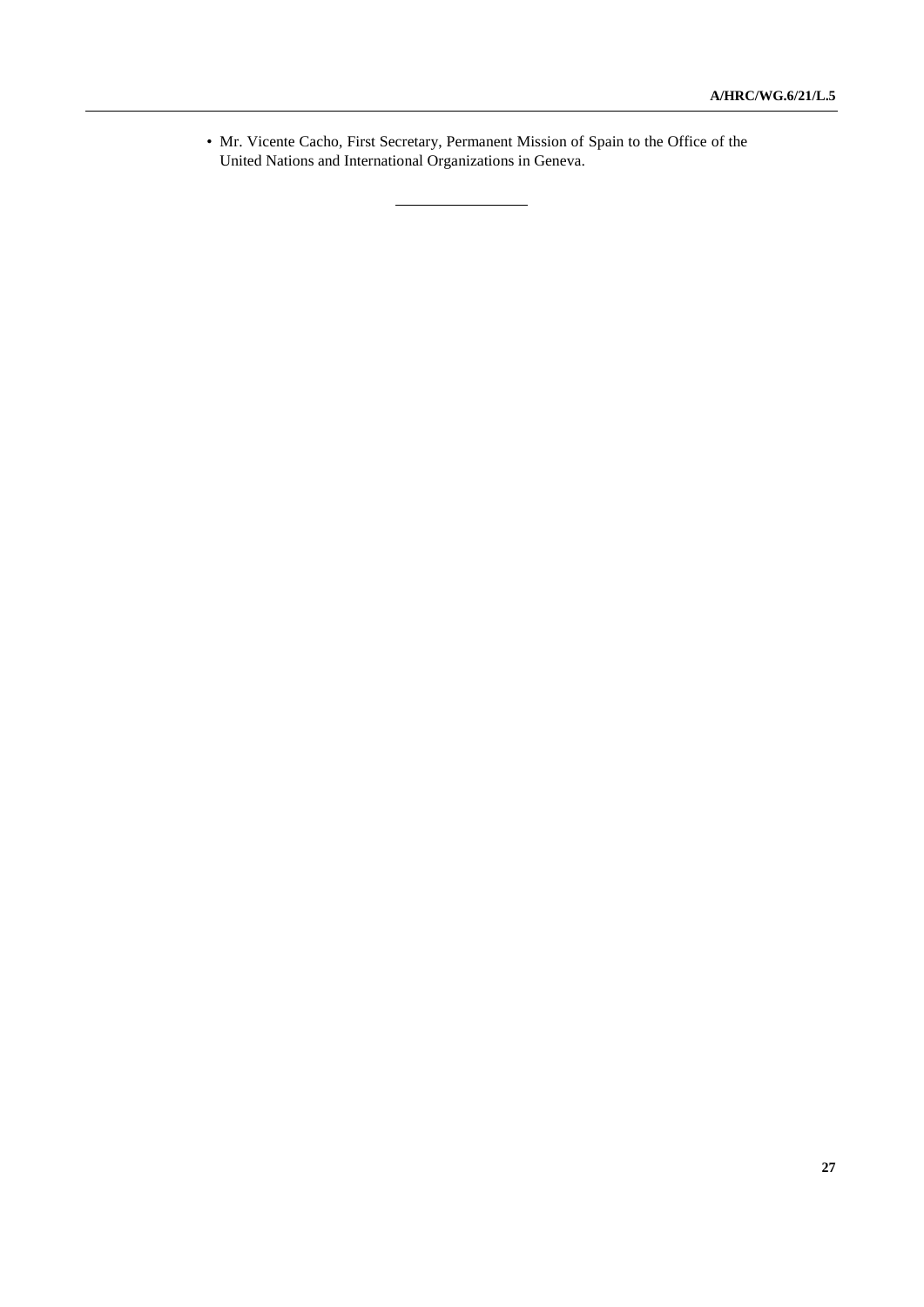- Mr. Vicente Cacho, First Secretary, Permanent Mission of Spain to the Office of the United Nations and International Organizations in Geneva.